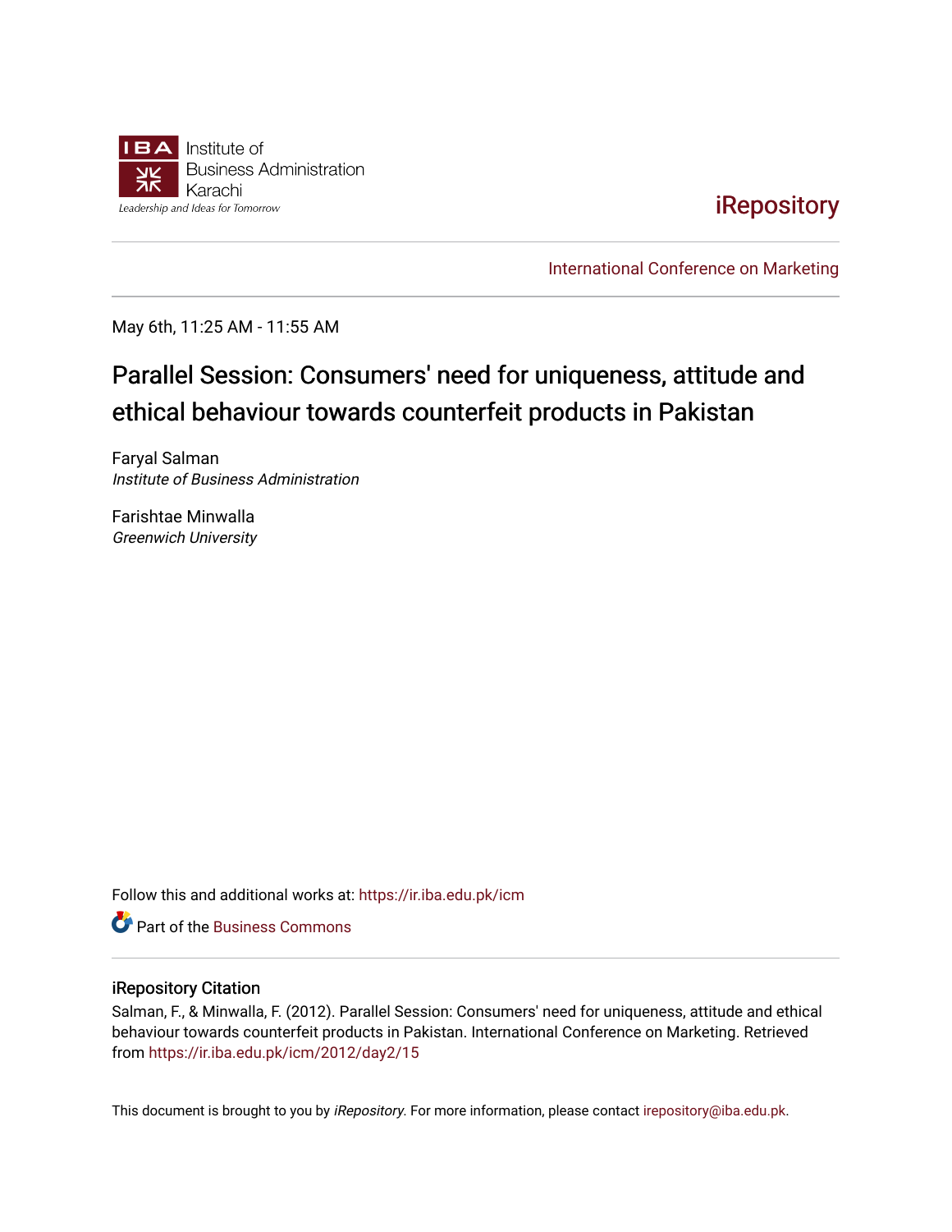Institute of Business Administration Karachi

Leadership and Ideas for Tomorrow

iRepository

International Conference on Marketing

May 6th, 11:25 AM - 11:55 AM

# Parallel Session: Consumers' need for uniqueness, attitude and ethical behaviour towards counterfeit products in Pakistan

Faryal Salman
*Institute of Business Administration*

Farishtae Minwalla
*Greenwich University*

Follow this and additional works at: https://ir.iba.edu.pk/icm

Part of the Business Commons

## iRepository Citation

Salman, F., & Minwalla, F. (2012). Parallel Session: Consumers' need for uniqueness, attitude and ethical behaviour towards counterfeit products in Pakistan. International Conference on Marketing. Retrieved from https://ir.iba.edu.pk/icm/2012/day2/15

This document is brought to you by *iRepository*. For more information, please contact irepository@iba.edu.pk.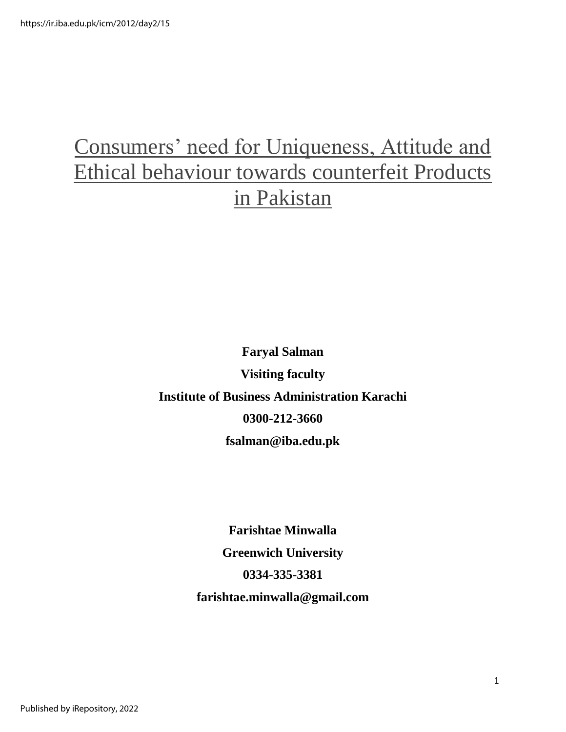# Consumers' need for Uniqueness, Attitude and Ethical behaviour towards counterfeit Products in Pakistan

**Faryal Salman**

**Visiting faculty**

**Institute of Business Administration Karachi**

**0300-212-3660**

**fsalman@iba.edu.pk**

**Farishtae Minwalla**

**Greenwich University**

**0334-335-3381**

**farishtae.minwalla@gmail.com**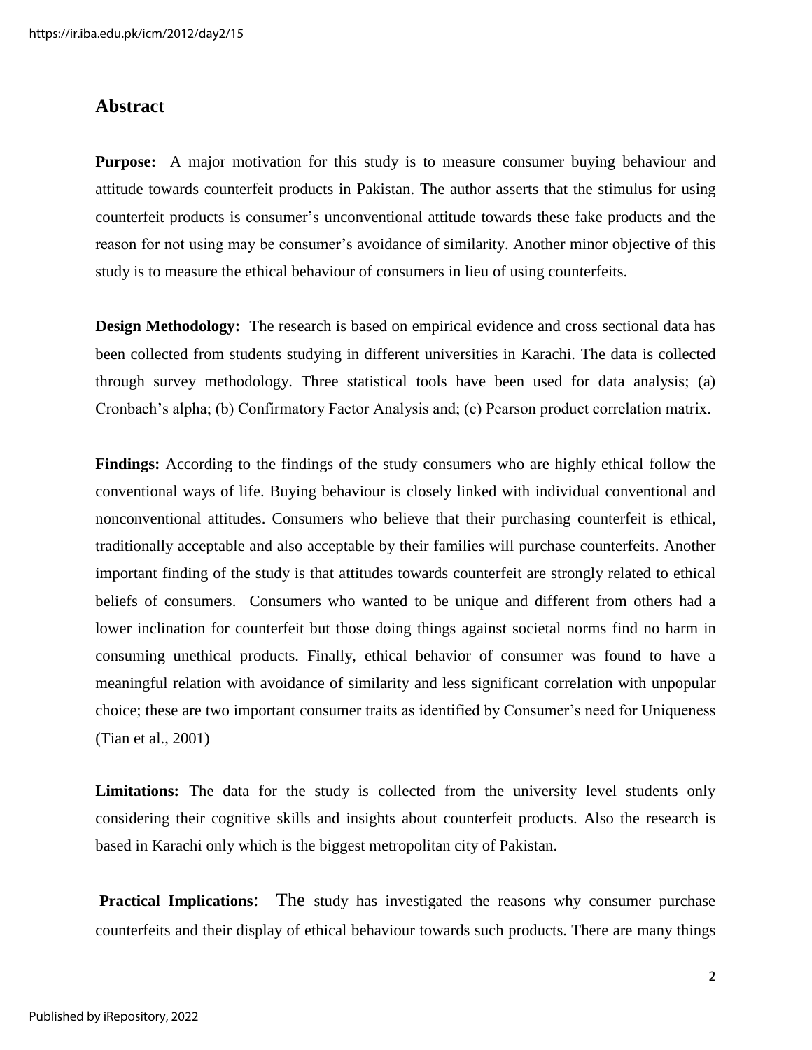## Abstract

**Purpose:** A major motivation for this study is to measure consumer buying behaviour and attitude towards counterfeit products in Pakistan. The author asserts that the stimulus for using counterfeit products is consumer's unconventional attitude towards these fake products and the reason for not using may be consumer's avoidance of similarity. Another minor objective of this study is to measure the ethical behaviour of consumers in lieu of using counterfeits.

**Design Methodology:** The research is based on empirical evidence and cross sectional data has been collected from students studying in different universities in Karachi. The data is collected through survey methodology. Three statistical tools have been used for data analysis; (a) Cronbach's alpha; (b) Confirmatory Factor Analysis and; (c) Pearson product correlation matrix.

**Findings:** According to the findings of the study consumers who are highly ethical follow the conventional ways of life. Buying behaviour is closely linked with individual conventional and nonconventional attitudes. Consumers who believe that their purchasing counterfeit is ethical, traditionally acceptable and also acceptable by their families will purchase counterfeits. Another important finding of the study is that attitudes towards counterfeit are strongly related to ethical beliefs of consumers. Consumers who wanted to be unique and different from others had a lower inclination for counterfeit but those doing things against societal norms find no harm in consuming unethical products. Finally, ethical behavior of consumer was found to have a meaningful relation with avoidance of similarity and less significant correlation with unpopular choice; these are two important consumer traits as identified by Consumer's need for Uniqueness (Tian et al., 2001)

**Limitations:** The data for the study is collected from the university level students only considering their cognitive skills and insights about counterfeit products. Also the research is based in Karachi only which is the biggest metropolitan city of Pakistan.

**Practical Implications**: The study has investigated the reasons why consumer purchase counterfeits and their display of ethical behaviour towards such products. There are many things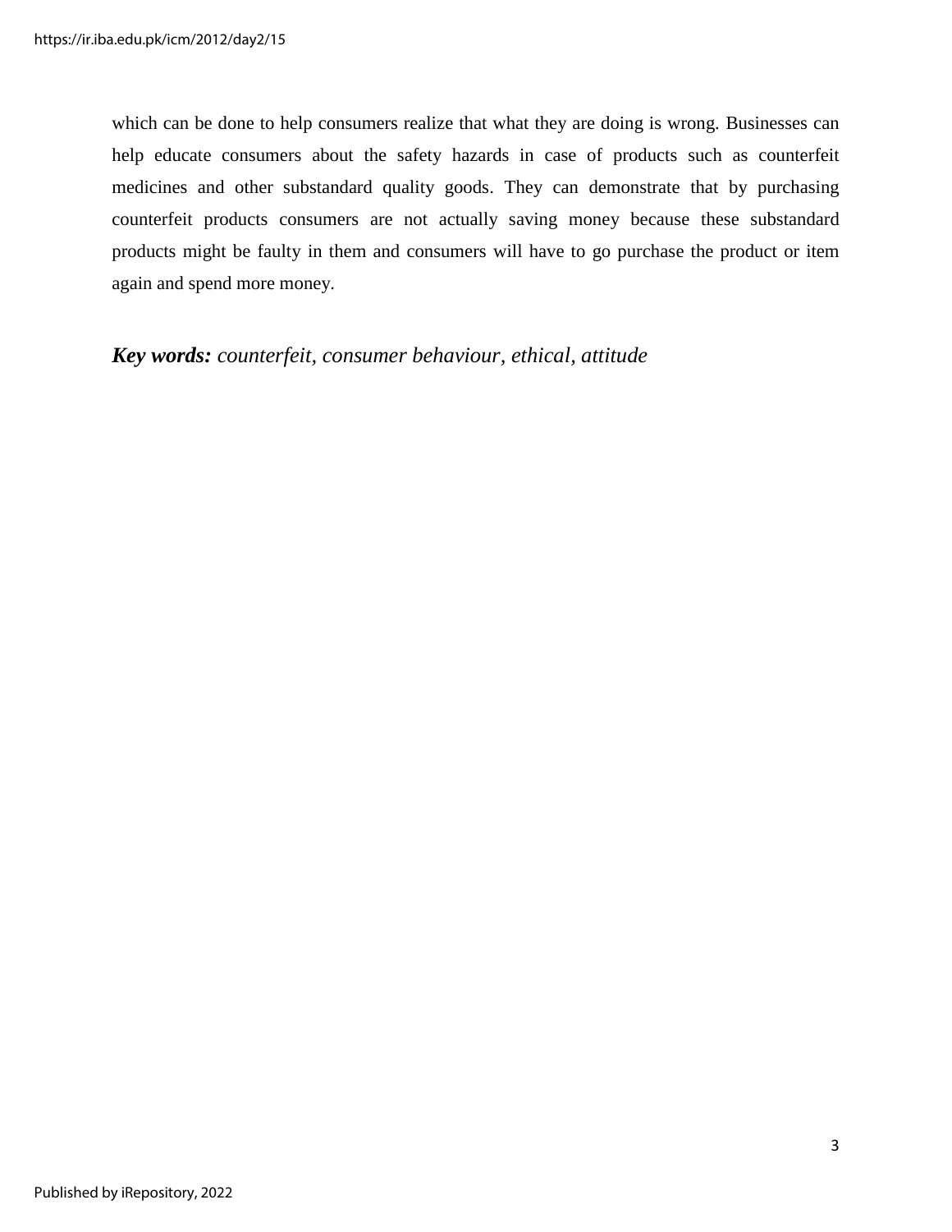which can be done to help consumers realize that what they are doing is wrong. Businesses can help educate consumers about the safety hazards in case of products such as counterfeit medicines and other substandard quality goods. They can demonstrate that by purchasing counterfeit products consumers are not actually saving money because these substandard products might be faulty in them and consumers will have to go purchase the product or item again and spend more money.

***Key words:*** *counterfeit, consumer behaviour, ethical, attitude*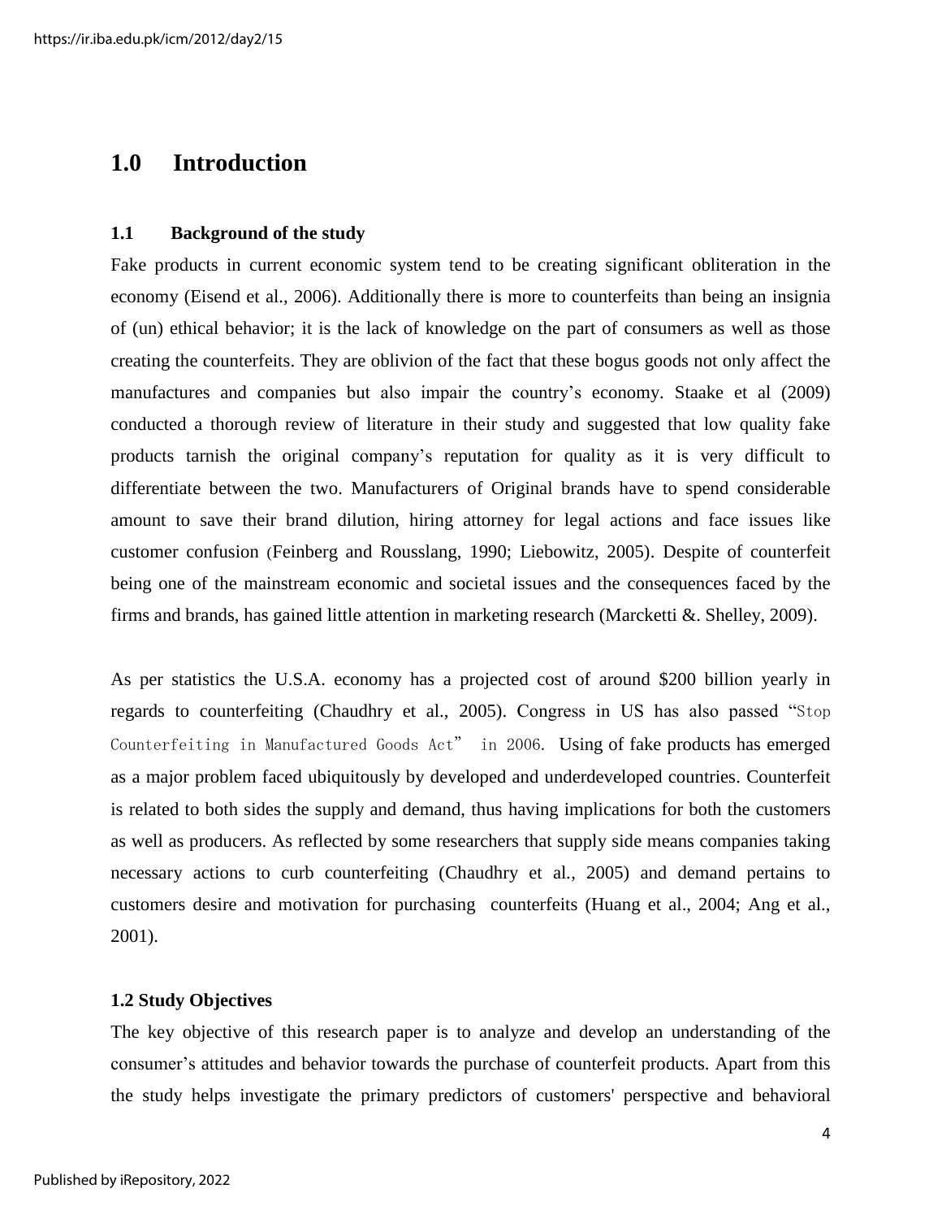# 1.0 Introduction

## 1.1 Background of the study

Fake products in current economic system tend to be creating significant obliteration in the economy (Eisend et al., 2006). Additionally there is more to counterfeits than being an insignia of (un) ethical behavior; it is the lack of knowledge on the part of consumers as well as those creating the counterfeits. They are oblivion of the fact that these bogus goods not only affect the manufactures and companies but also impair the country's economy. Staake et al (2009) conducted a thorough review of literature in their study and suggested that low quality fake products tarnish the original company's reputation for quality as it is very difficult to differentiate between the two. Manufacturers of Original brands have to spend considerable amount to save their brand dilution, hiring attorney for legal actions and face issues like customer confusion (Feinberg and Rousslang, 1990; Liebowitz, 2005). Despite of counterfeit being one of the mainstream economic and societal issues and the consequences faced by the firms and brands, has gained little attention in marketing research (Marcketti &. Shelley, 2009).

As per statistics the U.S.A. economy has a projected cost of around $200 billion yearly in regards to counterfeiting (Chaudhry et al., 2005). Congress in US has also passed "Stop Counterfeiting in Manufactured Goods Act" in 2006. Using of fake products has emerged as a major problem faced ubiquitously by developed and underdeveloped countries. Counterfeit is related to both sides the supply and demand, thus having implications for both the customers as well as producers. As reflected by some researchers that supply side means companies taking necessary actions to curb counterfeiting (Chaudhry et al., 2005) and demand pertains to customers desire and motivation for purchasing counterfeits (Huang et al., 2004; Ang et al., 2001).

## 1.2 Study Objectives

The key objective of this research paper is to analyze and develop an understanding of the consumer's attitudes and behavior towards the purchase of counterfeit products. Apart from this the study helps investigate the primary predictors of customers' perspective and behavioral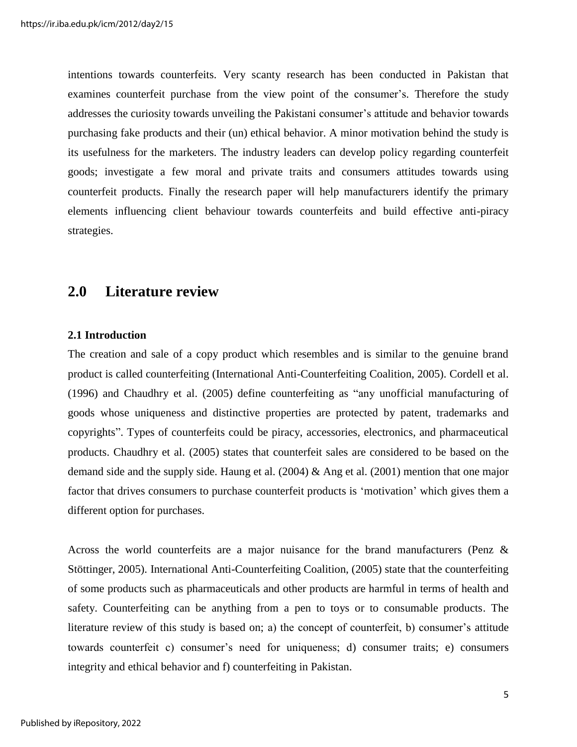intentions towards counterfeits. Very scanty research has been conducted in Pakistan that examines counterfeit purchase from the view point of the consumer's. Therefore the study addresses the curiosity towards unveiling the Pakistani consumer's attitude and behavior towards purchasing fake products and their (un) ethical behavior. A minor motivation behind the study is its usefulness for the marketers. The industry leaders can develop policy regarding counterfeit goods; investigate a few moral and private traits and consumers attitudes towards using counterfeit products. Finally the research paper will help manufacturers identify the primary elements influencing client behaviour towards counterfeits and build effective anti-piracy strategies.

## 2.0 Literature review

### 2.1 Introduction

The creation and sale of a copy product which resembles and is similar to the genuine brand product is called counterfeiting (International Anti-Counterfeiting Coalition, 2005). Cordell et al. (1996) and Chaudhry et al. (2005) define counterfeiting as "any unofficial manufacturing of goods whose uniqueness and distinctive properties are protected by patent, trademarks and copyrights". Types of counterfeits could be piracy, accessories, electronics, and pharmaceutical products. Chaudhry et al. (2005) states that counterfeit sales are considered to be based on the demand side and the supply side. Haung et al. (2004) & Ang et al. (2001) mention that one major factor that drives consumers to purchase counterfeit products is 'motivation' which gives them a different option for purchases.

Across the world counterfeits are a major nuisance for the brand manufacturers (Penz & Stöttinger, 2005). International Anti-Counterfeiting Coalition, (2005) state that the counterfeiting of some products such as pharmaceuticals and other products are harmful in terms of health and safety. Counterfeiting can be anything from a pen to toys or to consumable products. The literature review of this study is based on; a) the concept of counterfeit, b) consumer's attitude towards counterfeit c) consumer's need for uniqueness; d) consumer traits; e) consumers integrity and ethical behavior and f) counterfeiting in Pakistan.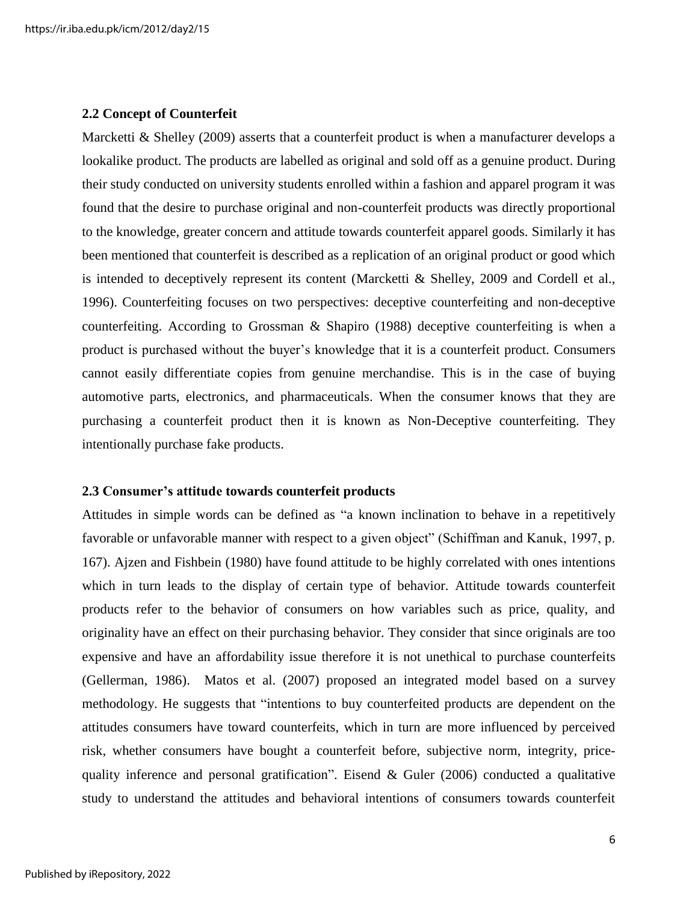### 2.2 Concept of Counterfeit

Marcketti & Shelley (2009) asserts that a counterfeit product is when a manufacturer develops a lookalike product. The products are labelled as original and sold off as a genuine product. During their study conducted on university students enrolled within a fashion and apparel program it was found that the desire to purchase original and non-counterfeit products was directly proportional to the knowledge, greater concern and attitude towards counterfeit apparel goods. Similarly it has been mentioned that counterfeit is described as a replication of an original product or good which is intended to deceptively represent its content (Marcketti & Shelley, 2009 and Cordell et al., 1996). Counterfeiting focuses on two perspectives: deceptive counterfeiting and non-deceptive counterfeiting. According to Grossman & Shapiro (1988) deceptive counterfeiting is when a product is purchased without the buyer's knowledge that it is a counterfeit product. Consumers cannot easily differentiate copies from genuine merchandise. This is in the case of buying automotive parts, electronics, and pharmaceuticals. When the consumer knows that they are purchasing a counterfeit product then it is known as Non-Deceptive counterfeiting. They intentionally purchase fake products.

### 2.3 Consumer's attitude towards counterfeit products

Attitudes in simple words can be defined as "a known inclination to behave in a repetitively favorable or unfavorable manner with respect to a given object" (Schiffman and Kanuk, 1997, p. 167). Ajzen and Fishbein (1980) have found attitude to be highly correlated with ones intentions which in turn leads to the display of certain type of behavior. Attitude towards counterfeit products refer to the behavior of consumers on how variables such as price, quality, and originality have an effect on their purchasing behavior. They consider that since originals are too expensive and have an affordability issue therefore it is not unethical to purchase counterfeits (Gellerman, 1986). Matos et al. (2007) proposed an integrated model based on a survey methodology. He suggests that "intentions to buy counterfeited products are dependent on the attitudes consumers have toward counterfeits, which in turn are more influenced by perceived risk, whether consumers have bought a counterfeit before, subjective norm, integrity, price-quality inference and personal gratification". Eisend & Guler (2006) conducted a qualitative study to understand the attitudes and behavioral intentions of consumers towards counterfeit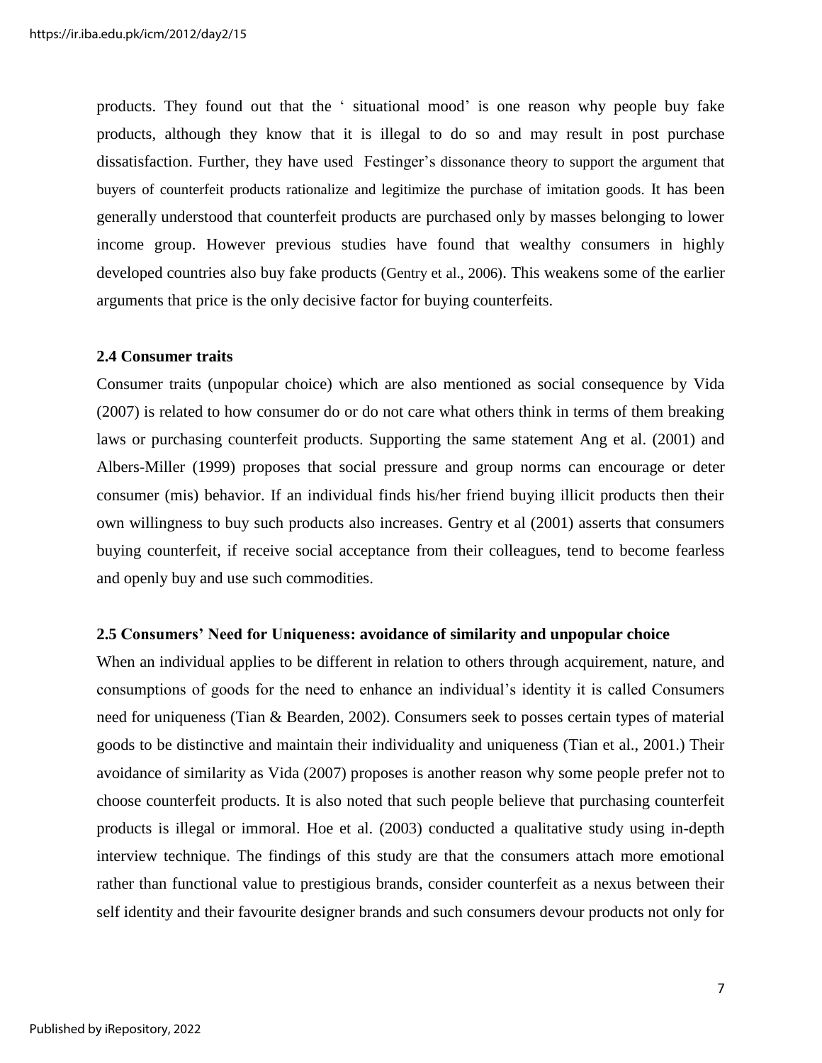products. They found out that the ' situational mood' is one reason why people buy fake products, although they know that it is illegal to do so and may result in post purchase dissatisfaction. Further, they have used Festinger's dissonance theory to support the argument that buyers of counterfeit products rationalize and legitimize the purchase of imitation goods. It has been generally understood that counterfeit products are purchased only by masses belonging to lower income group. However previous studies have found that wealthy consumers in highly developed countries also buy fake products (Gentry et al., 2006). This weakens some of the earlier arguments that price is the only decisive factor for buying counterfeits.

### 2.4 Consumer traits

Consumer traits (unpopular choice) which are also mentioned as social consequence by Vida (2007) is related to how consumer do or do not care what others think in terms of them breaking laws or purchasing counterfeit products. Supporting the same statement Ang et al. (2001) and Albers-Miller (1999) proposes that social pressure and group norms can encourage or deter consumer (mis) behavior. If an individual finds his/her friend buying illicit products then their own willingness to buy such products also increases. Gentry et al (2001) asserts that consumers buying counterfeit, if receive social acceptance from their colleagues, tend to become fearless and openly buy and use such commodities.

### 2.5 Consumers' Need for Uniqueness: avoidance of similarity and unpopular choice

When an individual applies to be different in relation to others through acquirement, nature, and consumptions of goods for the need to enhance an individual's identity it is called Consumers need for uniqueness (Tian & Bearden, 2002). Consumers seek to posses certain types of material goods to be distinctive and maintain their individuality and uniqueness (Tian et al., 2001.) Their avoidance of similarity as Vida (2007) proposes is another reason why some people prefer not to choose counterfeit products. It is also noted that such people believe that purchasing counterfeit products is illegal or immoral. Hoe et al. (2003) conducted a qualitative study using in-depth interview technique. The findings of this study are that the consumers attach more emotional rather than functional value to prestigious brands, consider counterfeit as a nexus between their self identity and their favourite designer brands and such consumers devour products not only for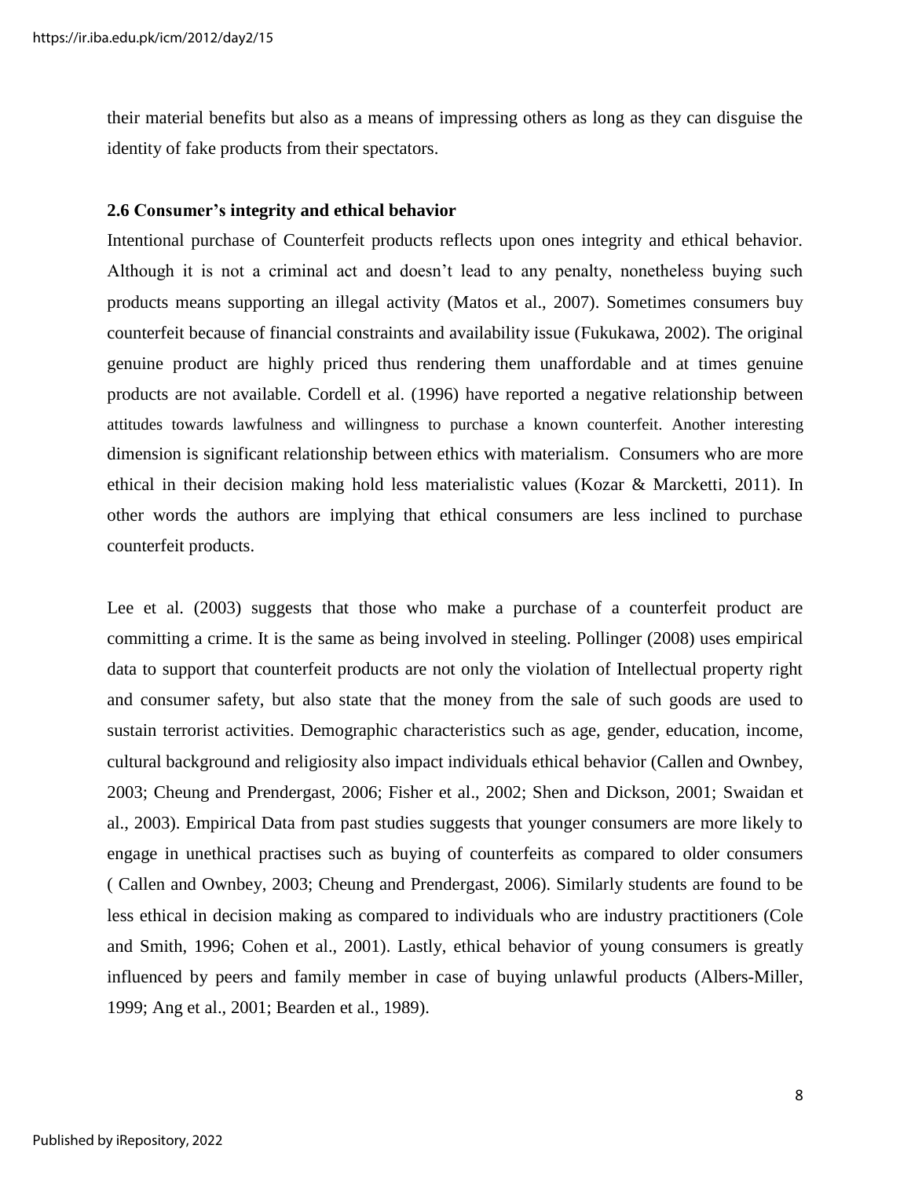their material benefits but also as a means of impressing others as long as they can disguise the identity of fake products from their spectators.

### 2.6 Consumer's integrity and ethical behavior

Intentional purchase of Counterfeit products reflects upon ones integrity and ethical behavior. Although it is not a criminal act and doesn't lead to any penalty, nonetheless buying such products means supporting an illegal activity (Matos et al., 2007). Sometimes consumers buy counterfeit because of financial constraints and availability issue (Fukukawa, 2002). The original genuine product are highly priced thus rendering them unaffordable and at times genuine products are not available. Cordell et al. (1996) have reported a negative relationship between attitudes towards lawfulness and willingness to purchase a known counterfeit. Another interesting dimension is significant relationship between ethics with materialism. Consumers who are more ethical in their decision making hold less materialistic values (Kozar & Marcketti, 2011). In other words the authors are implying that ethical consumers are less inclined to purchase counterfeit products.

Lee et al. (2003) suggests that those who make a purchase of a counterfeit product are committing a crime. It is the same as being involved in steeling. Pollinger (2008) uses empirical data to support that counterfeit products are not only the violation of Intellectual property right and consumer safety, but also state that the money from the sale of such goods are used to sustain terrorist activities. Demographic characteristics such as age, gender, education, income, cultural background and religiosity also impact individuals ethical behavior (Callen and Ownbey, 2003; Cheung and Prendergast, 2006; Fisher et al., 2002; Shen and Dickson, 2001; Swaidan et al., 2003). Empirical Data from past studies suggests that younger consumers are more likely to engage in unethical practises such as buying of counterfeits as compared to older consumers ( Callen and Ownbey, 2003; Cheung and Prendergast, 2006). Similarly students are found to be less ethical in decision making as compared to individuals who are industry practitioners (Cole and Smith, 1996; Cohen et al., 2001). Lastly, ethical behavior of young consumers is greatly influenced by peers and family member in case of buying unlawful products (Albers-Miller, 1999; Ang et al., 2001; Bearden et al., 1989).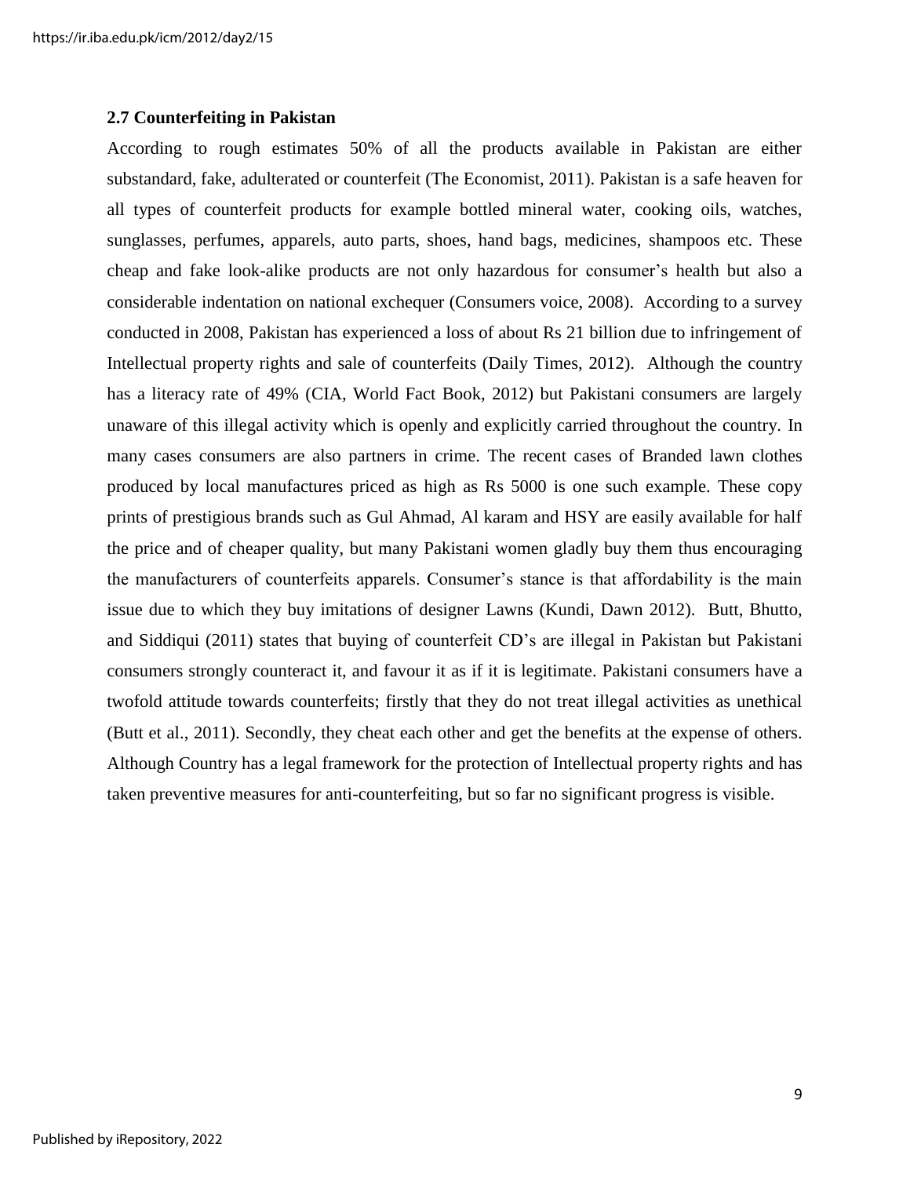### 2.7 Counterfeiting in Pakistan

According to rough estimates 50% of all the products available in Pakistan are either substandard, fake, adulterated or counterfeit (The Economist, 2011). Pakistan is a safe heaven for all types of counterfeit products for example bottled mineral water, cooking oils, watches, sunglasses, perfumes, apparels, auto parts, shoes, hand bags, medicines, shampoos etc. These cheap and fake look-alike products are not only hazardous for consumer's health but also a considerable indentation on national exchequer (Consumers voice, 2008). According to a survey conducted in 2008, Pakistan has experienced a loss of about Rs 21 billion due to infringement of Intellectual property rights and sale of counterfeits (Daily Times, 2012). Although the country has a literacy rate of 49% (CIA, World Fact Book, 2012) but Pakistani consumers are largely unaware of this illegal activity which is openly and explicitly carried throughout the country. In many cases consumers are also partners in crime. The recent cases of Branded lawn clothes produced by local manufactures priced as high as Rs 5000 is one such example. These copy prints of prestigious brands such as Gul Ahmad, Al karam and HSY are easily available for half the price and of cheaper quality, but many Pakistani women gladly buy them thus encouraging the manufacturers of counterfeits apparels. Consumer's stance is that affordability is the main issue due to which they buy imitations of designer Lawns (Kundi, Dawn 2012). Butt, Bhutto, and Siddiqui (2011) states that buying of counterfeit CD's are illegal in Pakistan but Pakistani consumers strongly counteract it, and favour it as if it is legitimate. Pakistani consumers have a twofold attitude towards counterfeits; firstly that they do not treat illegal activities as unethical (Butt et al., 2011). Secondly, they cheat each other and get the benefits at the expense of others. Although Country has a legal framework for the protection of Intellectual property rights and has taken preventive measures for anti-counterfeiting, but so far no significant progress is visible.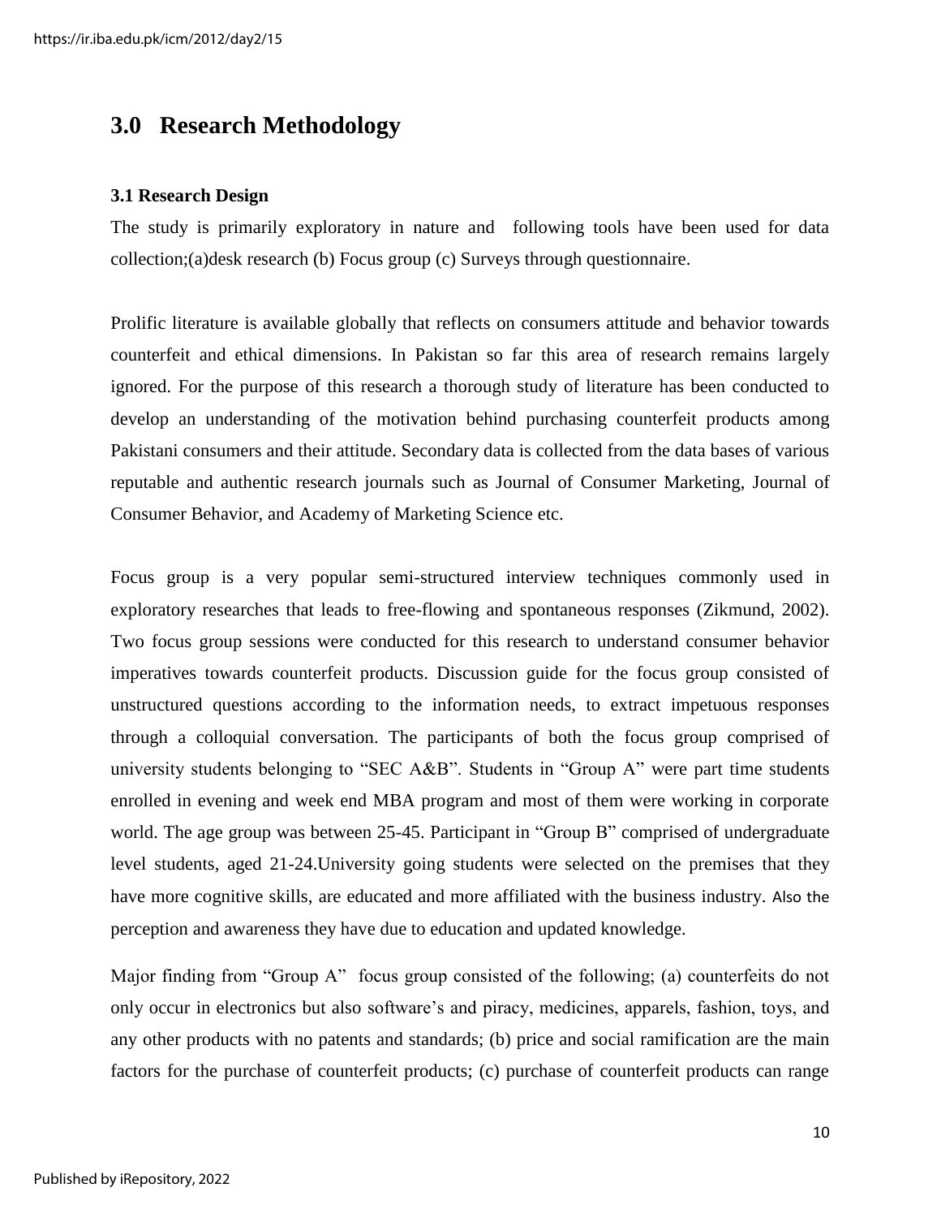## 3.0 Research Methodology

### 3.1 Research Design

The study is primarily exploratory in nature and following tools have been used for data collection;(a)desk research (b) Focus group (c) Surveys through questionnaire.

Prolific literature is available globally that reflects on consumers attitude and behavior towards counterfeit and ethical dimensions. In Pakistan so far this area of research remains largely ignored. For the purpose of this research a thorough study of literature has been conducted to develop an understanding of the motivation behind purchasing counterfeit products among Pakistani consumers and their attitude. Secondary data is collected from the data bases of various reputable and authentic research journals such as Journal of Consumer Marketing, Journal of Consumer Behavior, and Academy of Marketing Science etc.

Focus group is a very popular semi-structured interview techniques commonly used in exploratory researches that leads to free-flowing and spontaneous responses (Zikmund, 2002). Two focus group sessions were conducted for this research to understand consumer behavior imperatives towards counterfeit products. Discussion guide for the focus group consisted of unstructured questions according to the information needs, to extract impetuous responses through a colloquial conversation. The participants of both the focus group comprised of university students belonging to "SEC A&B". Students in "Group A" were part time students enrolled in evening and week end MBA program and most of them were working in corporate world. The age group was between 25-45. Participant in "Group B" comprised of undergraduate level students, aged 21-24.University going students were selected on the premises that they have more cognitive skills, are educated and more affiliated with the business industry. Also the perception and awareness they have due to education and updated knowledge.

Major finding from "Group A" focus group consisted of the following; (a) counterfeits do not only occur in electronics but also software's and piracy, medicines, apparels, fashion, toys, and any other products with no patents and standards; (b) price and social ramification are the main factors for the purchase of counterfeit products; (c) purchase of counterfeit products can range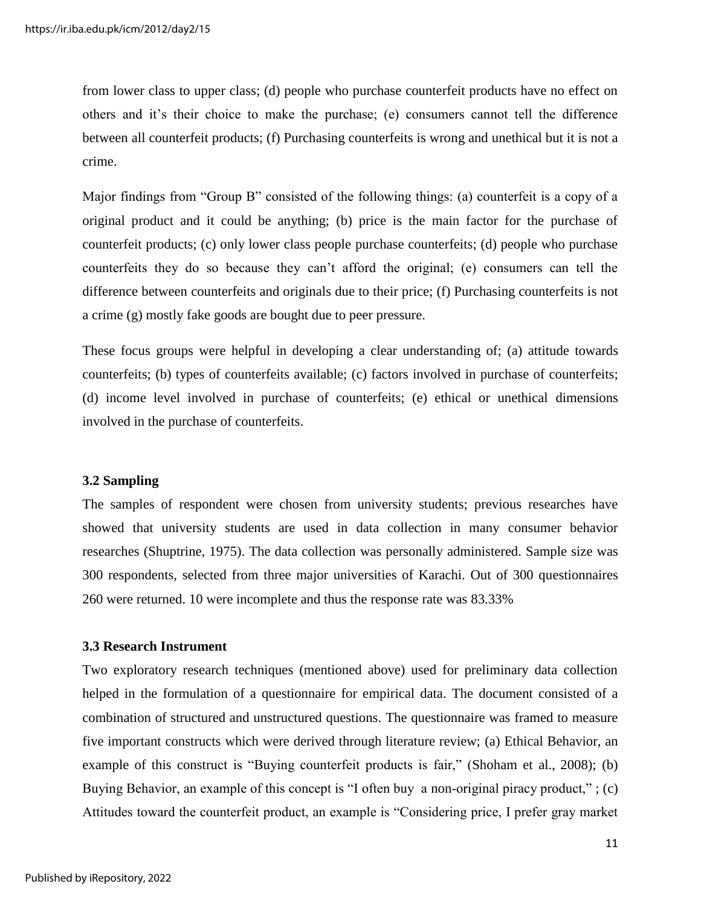from lower class to upper class; (d) people who purchase counterfeit products have no effect on others and it's their choice to make the purchase; (e) consumers cannot tell the difference between all counterfeit products; (f) Purchasing counterfeits is wrong and unethical but it is not a crime.

Major findings from "Group B" consisted of the following things: (a) counterfeit is a copy of a original product and it could be anything; (b) price is the main factor for the purchase of counterfeit products; (c) only lower class people purchase counterfeits; (d) people who purchase counterfeits they do so because they can't afford the original; (e) consumers can tell the difference between counterfeits and originals due to their price; (f) Purchasing counterfeits is not a crime (g) mostly fake goods are bought due to peer pressure.

These focus groups were helpful in developing a clear understanding of; (a) attitude towards counterfeits; (b) types of counterfeits available; (c) factors involved in purchase of counterfeits; (d) income level involved in purchase of counterfeits; (e) ethical or unethical dimensions involved in the purchase of counterfeits.

### 3.2 Sampling

The samples of respondent were chosen from university students; previous researches have showed that university students are used in data collection in many consumer behavior researches (Shuptrine, 1975). The data collection was personally administered. Sample size was 300 respondents, selected from three major universities of Karachi. Out of 300 questionnaires 260 were returned. 10 were incomplete and thus the response rate was 83.33%

### 3.3 Research Instrument

Two exploratory research techniques (mentioned above) used for preliminary data collection helped in the formulation of a questionnaire for empirical data. The document consisted of a combination of structured and unstructured questions. The questionnaire was framed to measure five important constructs which were derived through literature review; (a) Ethical Behavior, an example of this construct is "Buying counterfeit products is fair," (Shoham et al., 2008); (b) Buying Behavior, an example of this concept is "I often buy a non-original piracy product," ; (c) Attitudes toward the counterfeit product, an example is "Considering price, I prefer gray market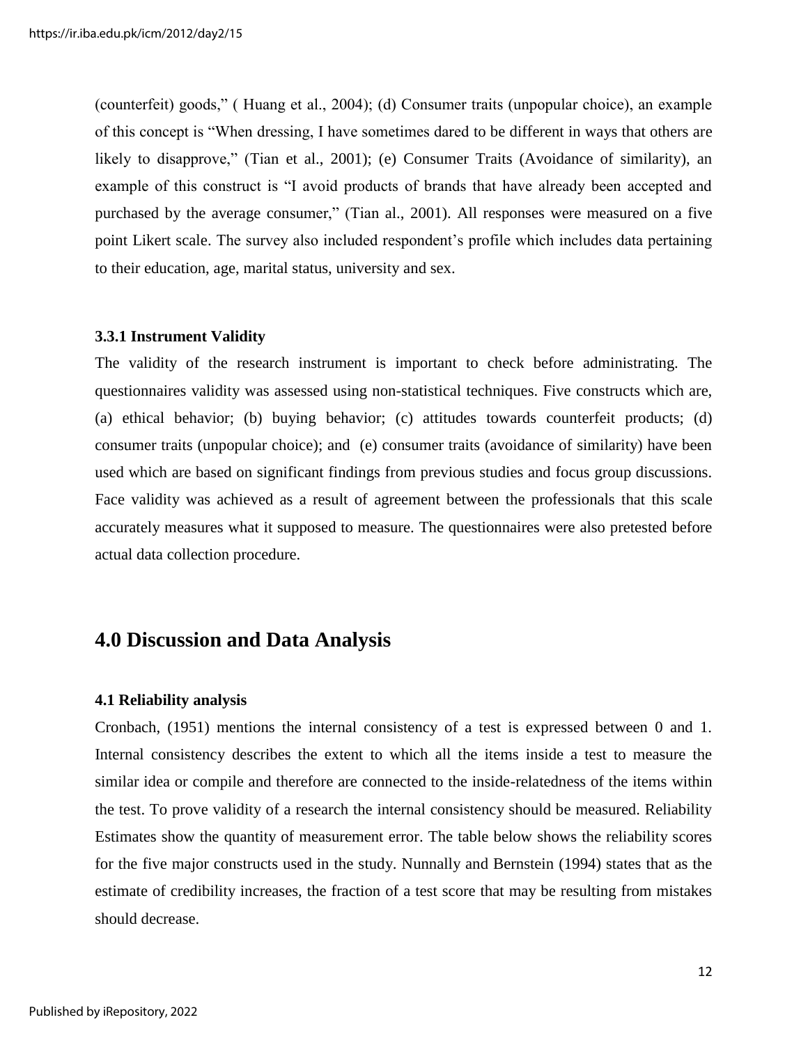(counterfeit) goods," ( Huang et al., 2004); (d) Consumer traits (unpopular choice), an example of this concept is "When dressing, I have sometimes dared to be different in ways that others are likely to disapprove," (Tian et al., 2001); (e) Consumer Traits (Avoidance of similarity), an example of this construct is "I avoid products of brands that have already been accepted and purchased by the average consumer," (Tian al., 2001). All responses were measured on a five point Likert scale. The survey also included respondent's profile which includes data pertaining to their education, age, marital status, university and sex.

### 3.3.1 Instrument Validity

The validity of the research instrument is important to check before administrating. The questionnaires validity was assessed using non-statistical techniques. Five constructs which are, (a) ethical behavior; (b) buying behavior; (c) attitudes towards counterfeit products; (d) consumer traits (unpopular choice); and (e) consumer traits (avoidance of similarity) have been used which are based on significant findings from previous studies and focus group discussions. Face validity was achieved as a result of agreement between the professionals that this scale accurately measures what it supposed to measure. The questionnaires were also pretested before actual data collection procedure.

## 4.0 Discussion and Data Analysis

### 4.1 Reliability analysis

Cronbach, (1951) mentions the internal consistency of a test is expressed between 0 and 1. Internal consistency describes the extent to which all the items inside a test to measure the similar idea or compile and therefore are connected to the inside-relatedness of the items within the test. To prove validity of a research the internal consistency should be measured. Reliability Estimates show the quantity of measurement error. The table below shows the reliability scores for the five major constructs used in the study. Nunnally and Bernstein (1994) states that as the estimate of credibility increases, the fraction of a test score that may be resulting from mistakes should decrease.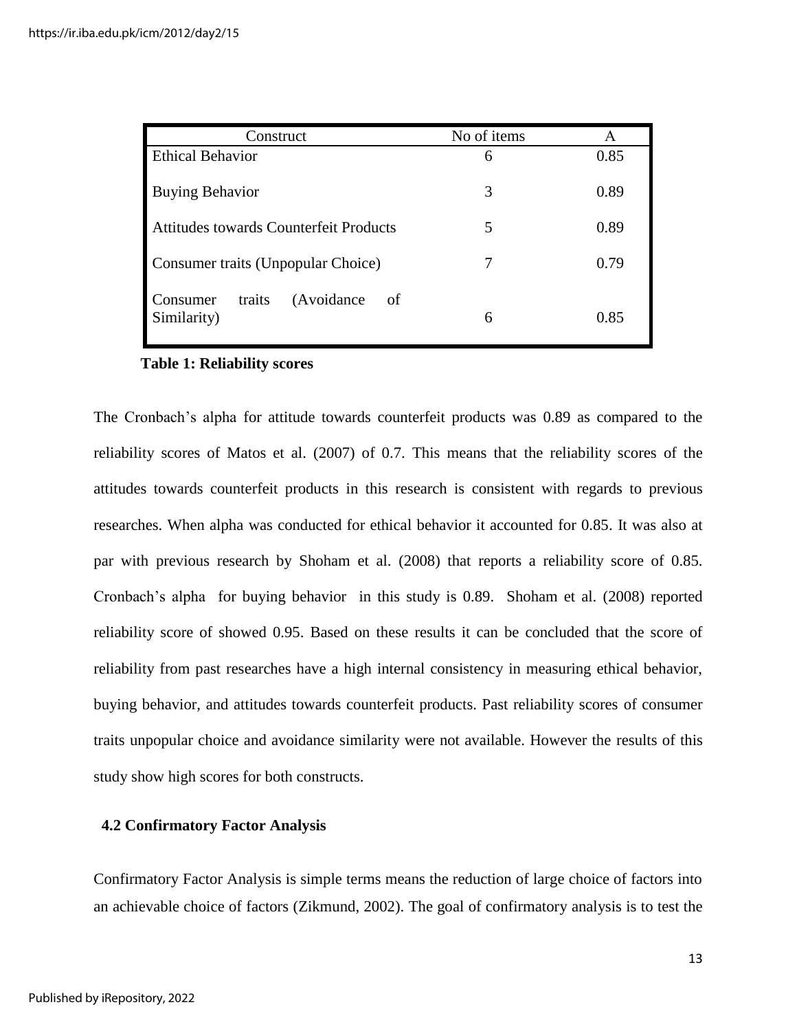| Construct | No of items | A |
|---|---|---|
| Ethical Behavior | 6 | 0.85 |
| Buying Behavior | 3 | 0.89 |
| Attitudes towards Counterfeit Products | 5 | 0.89 |
| Consumer traits (Unpopular Choice) | 7 | 0.79 |
| Consumer traits (Avoidance of Similarity) | 6 | 0.85 |

**Table 1: Reliability scores**

The Cronbach's alpha for attitude towards counterfeit products was 0.89 as compared to the reliability scores of Matos et al. (2007) of 0.7. This means that the reliability scores of the attitudes towards counterfeit products in this research is consistent with regards to previous researches. When alpha was conducted for ethical behavior it accounted for 0.85. It was also at par with previous research by Shoham et al. (2008) that reports a reliability score of 0.85. Cronbach's alpha for buying behavior in this study is 0.89. Shoham et al. (2008) reported reliability score of showed 0.95. Based on these results it can be concluded that the score of reliability from past researches have a high internal consistency in measuring ethical behavior, buying behavior, and attitudes towards counterfeit products. Past reliability scores of consumer traits unpopular choice and avoidance similarity were not available. However the results of this study show high scores for both constructs.

### 4.2 Confirmatory Factor Analysis

Confirmatory Factor Analysis is simple terms means the reduction of large choice of factors into an achievable choice of factors (Zikmund, 2002). The goal of confirmatory analysis is to test the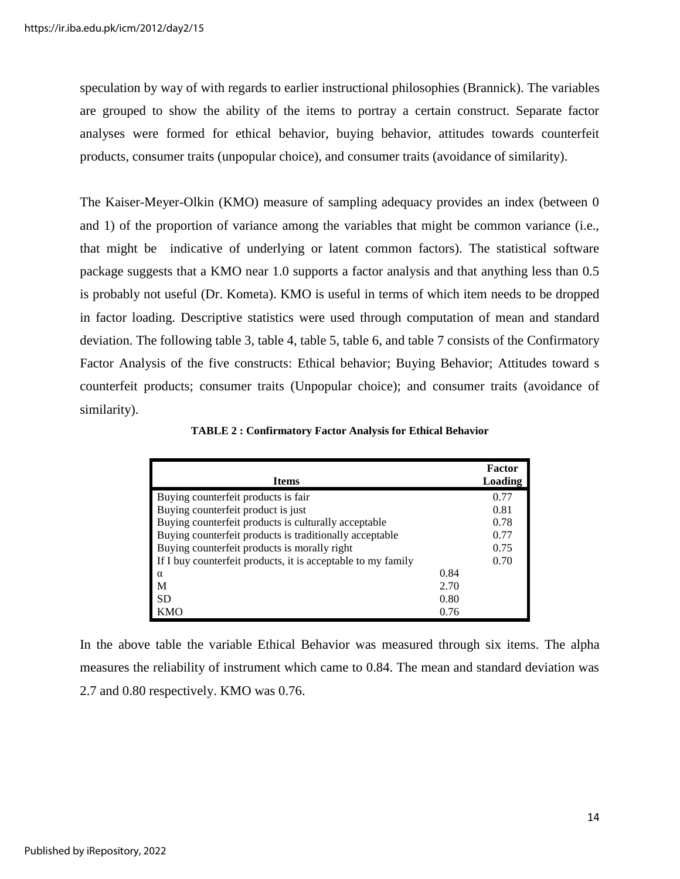speculation by way of with regards to earlier instructional philosophies (Brannick). The variables are grouped to show the ability of the items to portray a certain construct. Separate factor analyses were formed for ethical behavior, buying behavior, attitudes towards counterfeit products, consumer traits (unpopular choice), and consumer traits (avoidance of similarity).

The Kaiser-Meyer-Olkin (KMO) measure of sampling adequacy provides an index (between 0 and 1) of the proportion of variance among the variables that might be common variance (i.e., that might be indicative of underlying or latent common factors). The statistical software package suggests that a KMO near 1.0 supports a factor analysis and that anything less than 0.5 is probably not useful (Dr. Kometa). KMO is useful in terms of which item needs to be dropped in factor loading. Descriptive statistics were used through computation of mean and standard deviation. The following table 3, table 4, table 5, table 6, and table 7 consists of the Confirmatory Factor Analysis of the five constructs: Ethical behavior; Buying Behavior; Attitudes toward s counterfeit products; consumer traits (Unpopular choice); and consumer traits (avoidance of similarity).

**TABLE 2 : Confirmatory Factor Analysis for Ethical Behavior**

| Items | | Factor Loading |
|---|---|---|
| Buying counterfeit products is fair | | 0.77 |
| Buying counterfeit product is just | | 0.81 |
| Buying counterfeit products is culturally acceptable | | 0.78 |
| Buying counterfeit products is traditionally acceptable | | 0.77 |
| Buying counterfeit products is morally right | | 0.75 |
| If I buy counterfeit products, it is acceptable to my family | | 0.70 |
| α | 0.84 | |
| M | 2.70 | |
| SD | 0.80 | |
| KMO | 0.76 | |

In the above table the variable Ethical Behavior was measured through six items. The alpha measures the reliability of instrument which came to 0.84. The mean and standard deviation was 2.7 and 0.80 respectively. KMO was 0.76.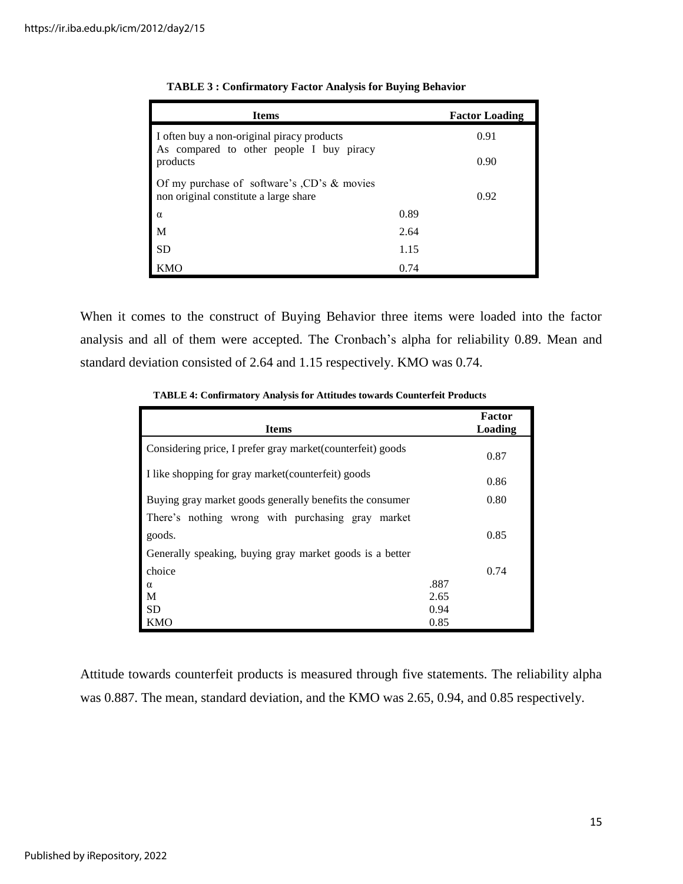**TABLE 3 : Confirmatory Factor Analysis for Buying Behavior**

| Items | | Factor Loading |
|---|---|---|
| I often buy a non-original piracy products | | 0.91 |
| As compared to other people I buy piracy products | | 0.90 |
| Of my purchase of software's ,CD's & movies non original constitute a large share | | 0.92 |
| α | 0.89 | |
| M | 2.64 | |
| SD | 1.15 | |
| KMO | 0.74 | |

When it comes to the construct of Buying Behavior three items were loaded into the factor analysis and all of them were accepted. The Cronbach's alpha for reliability 0.89. Mean and standard deviation consisted of 2.64 and 1.15 respectively. KMO was 0.74.

**TABLE 4: Confirmatory Analysis for Attitudes towards Counterfeit Products**

| Items | | Factor Loading |
|---|---|---|
| Considering price, I prefer gray market(counterfeit) goods | | 0.87 |
| I like shopping for gray market(counterfeit) goods | | 0.86 |
| Buying gray market goods generally benefits the consumer | | 0.80 |
| There's nothing wrong with purchasing gray market goods. | | 0.85 |
| Generally speaking, buying gray market goods is a better choice | | 0.74 |
| α | .887 | |
| M | 2.65 | |
| SD | 0.94 | |
| KMO | 0.85 | |

Attitude towards counterfeit products is measured through five statements. The reliability alpha was 0.887. The mean, standard deviation, and the KMO was 2.65, 0.94, and 0.85 respectively.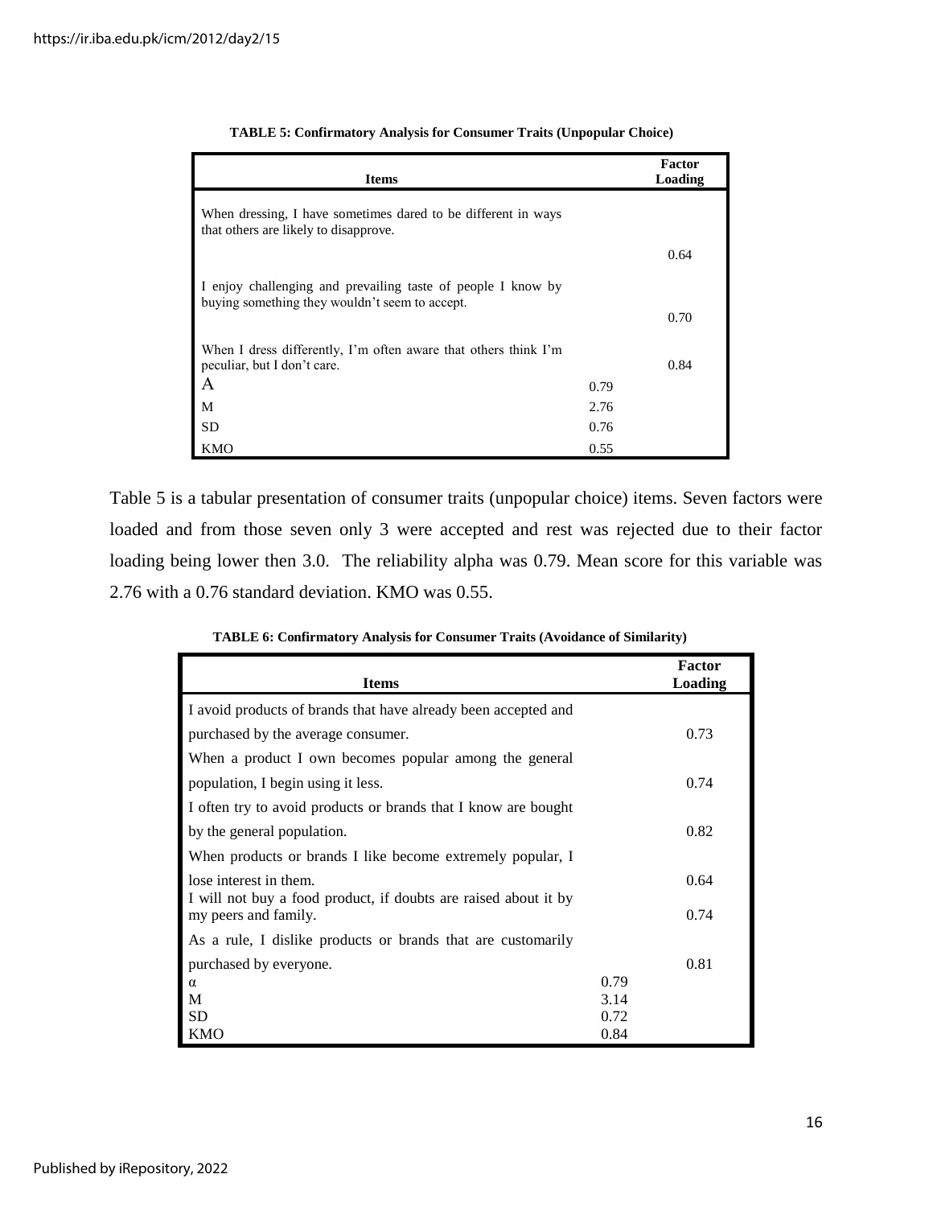**TABLE 5: Confirmatory Analysis for Consumer Traits (Unpopular Choice)**

| Items | | Factor Loading |
|---|---|---|
| When dressing, I have sometimes dared to be different in ways that others are likely to disapprove. | | 0.64 |
| I enjoy challenging and prevailing taste of people I know by buying something they wouldn't seem to accept. | | 0.70 |
| When I dress differently, I'm often aware that others think I'm peculiar, but I don't care. | | 0.84 |
| A | 0.79 | |
| M | 2.76 | |
| SD | 0.76 | |
| KMO | 0.55 | |

Table 5 is a tabular presentation of consumer traits (unpopular choice) items. Seven factors were loaded and from those seven only 3 were accepted and rest was rejected due to their factor loading being lower then 3.0. The reliability alpha was 0.79. Mean score for this variable was 2.76 with a 0.76 standard deviation. KMO was 0.55.

**TABLE 6: Confirmatory Analysis for Consumer Traits (Avoidance of Similarity)**

| Items | | Factor Loading |
|---|---|---|
| I avoid products of brands that have already been accepted and purchased by the average consumer. | | 0.73 |
| When a product I own becomes popular among the general population, I begin using it less. | | 0.74 |
| I often try to avoid products or brands that I know are bought by the general population. | | 0.82 |
| When products or brands I like become extremely popular, I lose interest in them. | | 0.64 |
| I will not buy a food product, if doubts are raised about it by my peers and family. | | 0.74 |
| As a rule, I dislike products or brands that are customarily purchased by everyone. | | 0.81 |
| α | 0.79 | |
| M | 3.14 | |
| SD | 0.72 | |
| KMO | 0.84 | |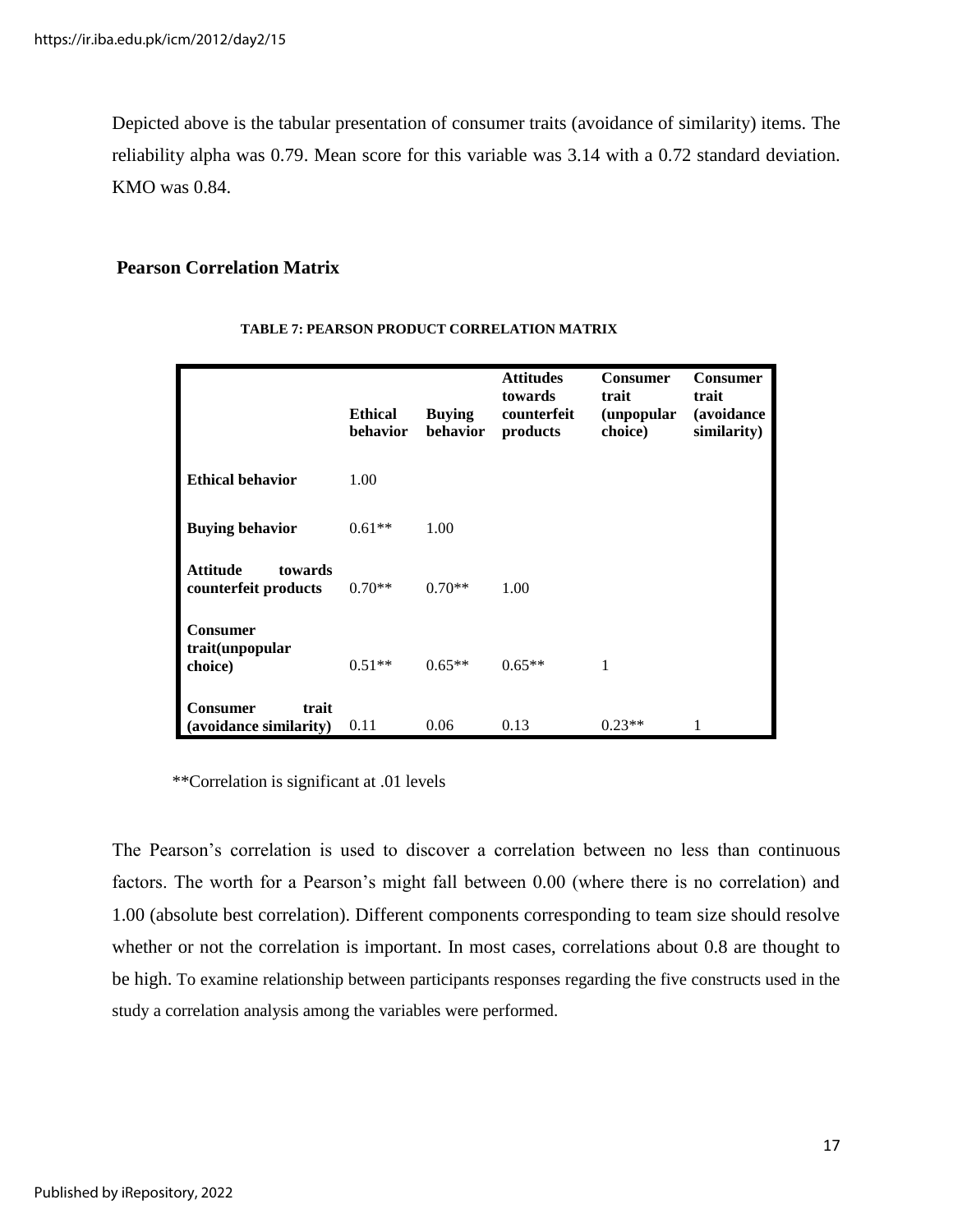Depicted above is the tabular presentation of consumer traits (avoidance of similarity) items. The reliability alpha was 0.79. Mean score for this variable was 3.14 with a 0.72 standard deviation. KMO was 0.84.

## Pearson Correlation Matrix

**TABLE 7: PEARSON PRODUCT CORRELATION MATRIX**

| | Ethical behavior | Buying behavior | Attitudes towards counterfeit products | Consumer trait (unpopular choice) | Consumer trait (avoidance similarity) |
|---|---|---|---|---|---|
| **Ethical behavior** | 1.00 | | | | |
| **Buying behavior** | 0.61** | 1.00 | | | |
| **Attitude towards counterfeit products** | 0.70** | 0.70** | 1.00 | | |
| **Consumer trait(unpopular choice)** | 0.51** | 0.65** | 0.65** | 1 | |
| **Consumer trait (avoidance similarity)** | 0.11 | 0.06 | 0.13 | 0.23** | 1 |

**Correlation is significant at .01 levels

The Pearson's correlation is used to discover a correlation between no less than continuous factors. The worth for a Pearson's might fall between 0.00 (where there is no correlation) and 1.00 (absolute best correlation). Different components corresponding to team size should resolve whether or not the correlation is important. In most cases, correlations about 0.8 are thought to be high. To examine relationship between participants responses regarding the five constructs used in the study a correlation analysis among the variables were performed.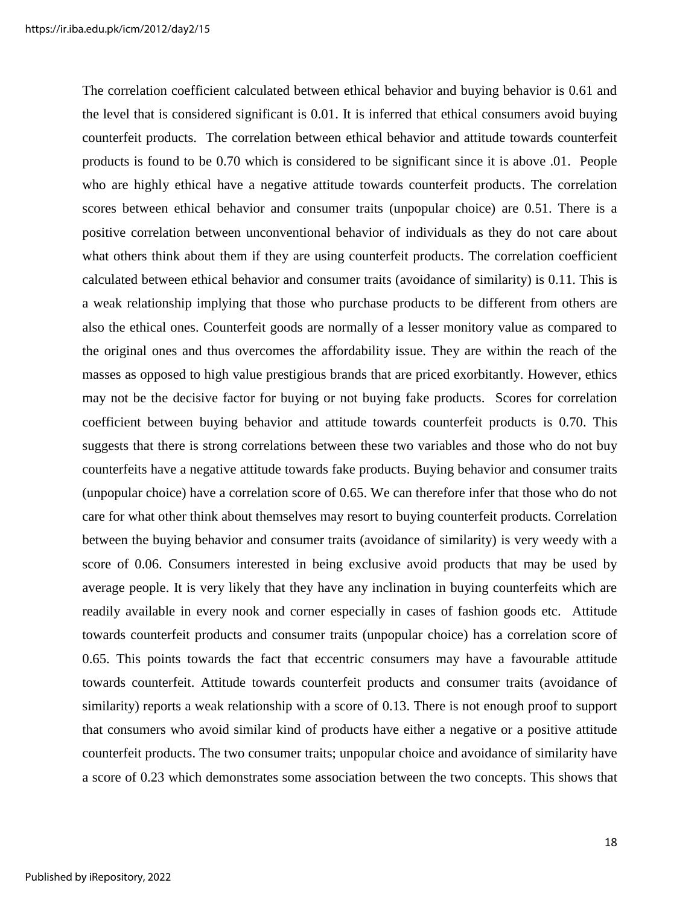The correlation coefficient calculated between ethical behavior and buying behavior is 0.61 and the level that is considered significant is 0.01. It is inferred that ethical consumers avoid buying counterfeit products. The correlation between ethical behavior and attitude towards counterfeit products is found to be 0.70 which is considered to be significant since it is above .01. People who are highly ethical have a negative attitude towards counterfeit products. The correlation scores between ethical behavior and consumer traits (unpopular choice) are 0.51. There is a positive correlation between unconventional behavior of individuals as they do not care about what others think about them if they are using counterfeit products. The correlation coefficient calculated between ethical behavior and consumer traits (avoidance of similarity) is 0.11. This is a weak relationship implying that those who purchase products to be different from others are also the ethical ones. Counterfeit goods are normally of a lesser monitory value as compared to the original ones and thus overcomes the affordability issue. They are within the reach of the masses as opposed to high value prestigious brands that are priced exorbitantly. However, ethics may not be the decisive factor for buying or not buying fake products. Scores for correlation coefficient between buying behavior and attitude towards counterfeit products is 0.70. This suggests that there is strong correlations between these two variables and those who do not buy counterfeits have a negative attitude towards fake products. Buying behavior and consumer traits (unpopular choice) have a correlation score of 0.65. We can therefore infer that those who do not care for what other think about themselves may resort to buying counterfeit products. Correlation between the buying behavior and consumer traits (avoidance of similarity) is very weedy with a score of 0.06. Consumers interested in being exclusive avoid products that may be used by average people. It is very likely that they have any inclination in buying counterfeits which are readily available in every nook and corner especially in cases of fashion goods etc. Attitude towards counterfeit products and consumer traits (unpopular choice) has a correlation score of 0.65. This points towards the fact that eccentric consumers may have a favourable attitude towards counterfeit. Attitude towards counterfeit products and consumer traits (avoidance of similarity) reports a weak relationship with a score of 0.13. There is not enough proof to support that consumers who avoid similar kind of products have either a negative or a positive attitude counterfeit products. The two consumer traits; unpopular choice and avoidance of similarity have a score of 0.23 which demonstrates some association between the two concepts. This shows that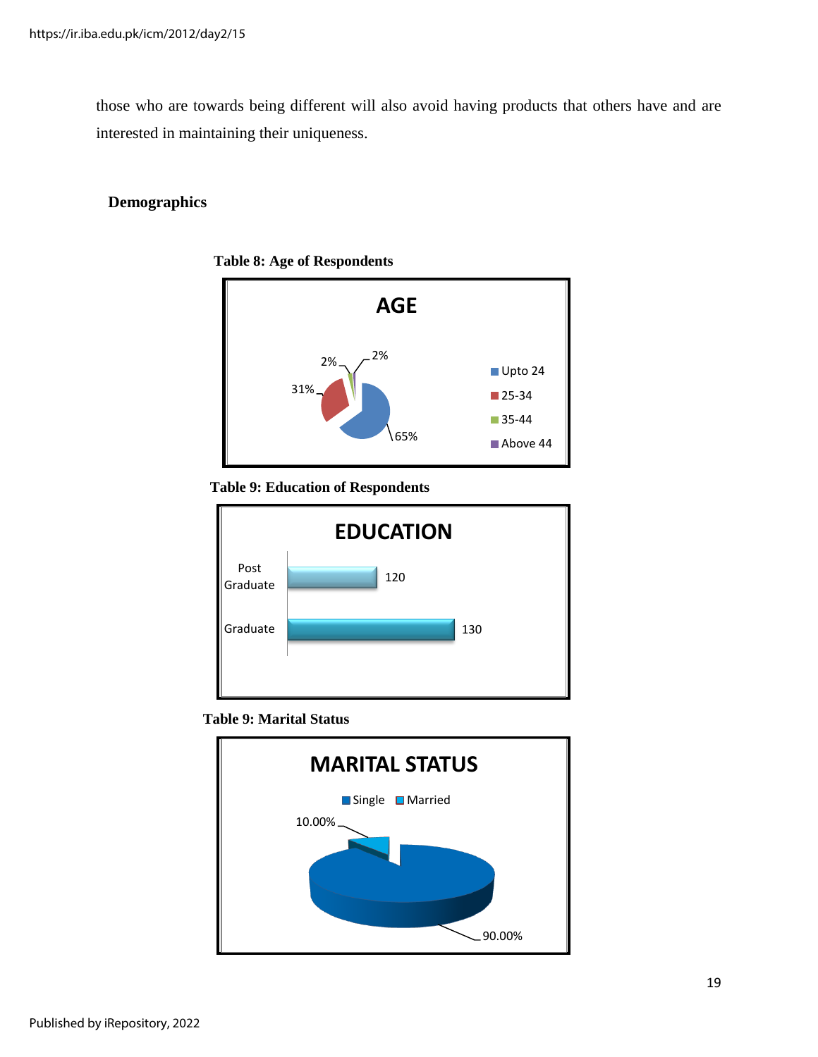those who are towards being different will also avoid having products that others have and are interested in maintaining their uniqueness.

## Demographics

**Table 8: Age of Respondents**

**AGE**

| Age | Percentage |
|---|---|
| Upto 24 | 65% |
| 25-34 | 31% |
| 35-44 | 2% |
| Above 44 | 2% |

**Table 9: Education of Respondents**

**EDUCATION**

| Education | Count |
|---|---|
| Post Graduate | 120 |
| Graduate | 130 |

**Table 9: Marital Status**

**MARITAL STATUS**

| Marital Status | Percentage |
|---|---|
| Single | 90.00% |
| Married | 10.00% |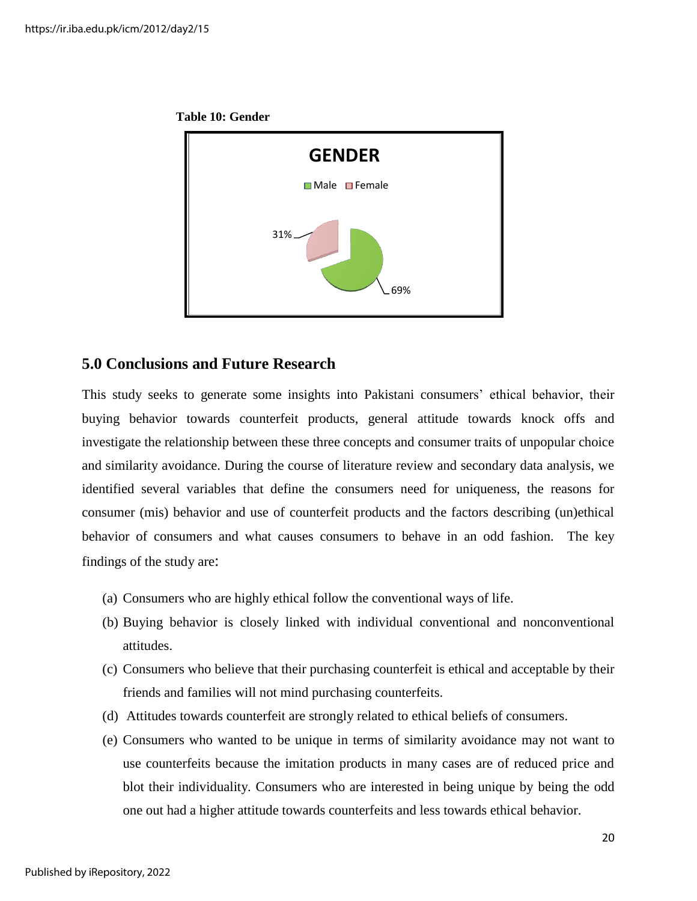**Table 10: Gender**

GENDER

Male | Female

31%

69%

## 5.0 Conclusions and Future Research

This study seeks to generate some insights into Pakistani consumers' ethical behavior, their buying behavior towards counterfeit products, general attitude towards knock offs and investigate the relationship between these three concepts and consumer traits of unpopular choice and similarity avoidance. During the course of literature review and secondary data analysis, we identified several variables that define the consumers need for uniqueness, the reasons for consumer (mis) behavior and use of counterfeit products and the factors describing (un)ethical behavior of consumers and what causes consumers to behave in an odd fashion. The key findings of the study are:

(a) Consumers who are highly ethical follow the conventional ways of life.

(b) Buying behavior is closely linked with individual conventional and nonconventional attitudes.

(c) Consumers who believe that their purchasing counterfeit is ethical and acceptable by their friends and families will not mind purchasing counterfeits.

(d) Attitudes towards counterfeit are strongly related to ethical beliefs of consumers.

(e) Consumers who wanted to be unique in terms of similarity avoidance may not want to use counterfeits because the imitation products in many cases are of reduced price and blot their individuality. Consumers who are interested in being unique by being the odd one out had a higher attitude towards counterfeits and less towards ethical behavior.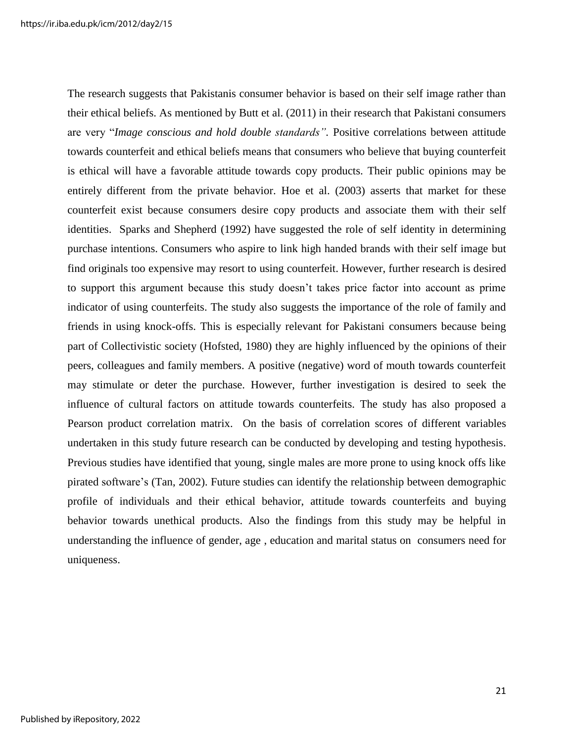The research suggests that Pakistanis consumer behavior is based on their self image rather than their ethical beliefs. As mentioned by Butt et al. (2011) in their research that Pakistani consumers are very "*Image conscious and hold double standards"*. Positive correlations between attitude towards counterfeit and ethical beliefs means that consumers who believe that buying counterfeit is ethical will have a favorable attitude towards copy products. Their public opinions may be entirely different from the private behavior. Hoe et al. (2003) asserts that market for these counterfeit exist because consumers desire copy products and associate them with their self identities. Sparks and Shepherd (1992) have suggested the role of self identity in determining purchase intentions. Consumers who aspire to link high handed brands with their self image but find originals too expensive may resort to using counterfeit. However, further research is desired to support this argument because this study doesn't takes price factor into account as prime indicator of using counterfeits. The study also suggests the importance of the role of family and friends in using knock-offs. This is especially relevant for Pakistani consumers because being part of Collectivistic society (Hofsted, 1980) they are highly influenced by the opinions of their peers, colleagues and family members. A positive (negative) word of mouth towards counterfeit may stimulate or deter the purchase. However, further investigation is desired to seek the influence of cultural factors on attitude towards counterfeits. The study has also proposed a Pearson product correlation matrix. On the basis of correlation scores of different variables undertaken in this study future research can be conducted by developing and testing hypothesis. Previous studies have identified that young, single males are more prone to using knock offs like pirated software's (Tan, 2002). Future studies can identify the relationship between demographic profile of individuals and their ethical behavior, attitude towards counterfeits and buying behavior towards unethical products. Also the findings from this study may be helpful in understanding the influence of gender, age , education and marital status on consumers need for uniqueness.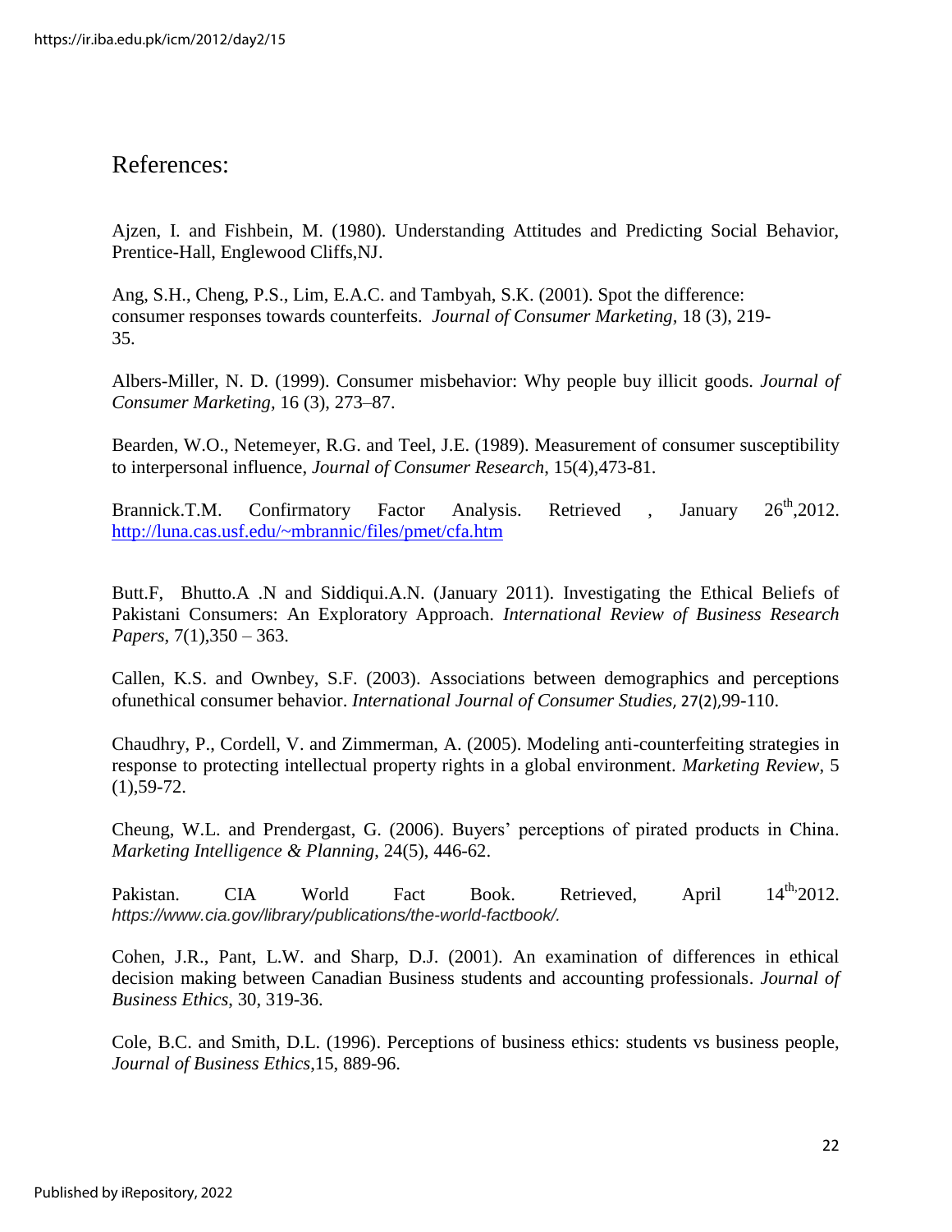# References:

Ajzen, I. and Fishbein, M. (1980). Understanding Attitudes and Predicting Social Behavior, Prentice-Hall, Englewood Cliffs,NJ.

Ang, S.H., Cheng, P.S., Lim, E.A.C. and Tambyah, S.K. (2001). Spot the difference: consumer responses towards counterfeits. *Journal of Consumer Marketing*, 18 (3), 219-35.

Albers-Miller, N. D. (1999). Consumer misbehavior: Why people buy illicit goods. *Journal of Consumer Marketing*, 16 (3), 273–87.

Bearden, W.O., Netemeyer, R.G. and Teel, J.E. (1989). Measurement of consumer susceptibility to interpersonal influence, *Journal of Consumer Research*, 15(4),473-81.

Brannick.T.M. Confirmatory Factor Analysis. Retrieved , January 26th,2012. http://luna.cas.usf.edu/~mbrannic/files/pmet/cfa.htm

Butt.F, Bhutto.A .N and Siddiqui.A.N. (January 2011). Investigating the Ethical Beliefs of Pakistani Consumers: An Exploratory Approach. *International Review of Business Research Papers*, 7(1),350 – 363.

Callen, K.S. and Ownbey, S.F. (2003). Associations between demographics and perceptions ofunethical consumer behavior. *International Journal of Consumer Studies,* 27(2),99-110.

Chaudhry, P., Cordell, V. and Zimmerman, A. (2005). Modeling anti-counterfeiting strategies in response to protecting intellectual property rights in a global environment. *Marketing Review*, 5 (1),59-72.

Cheung, W.L. and Prendergast, G. (2006). Buyers' perceptions of pirated products in China. *Marketing Intelligence & Planning*, 24(5), 446-62.

Pakistan. CIA World Fact Book. Retrieved, April 14th,2012. *https://www.cia.gov/library/publications/the-world-factbook/.*

Cohen, J.R., Pant, L.W. and Sharp, D.J. (2001). An examination of differences in ethical decision making between Canadian Business students and accounting professionals. *Journal of Business Ethics*, 30, 319-36.

Cole, B.C. and Smith, D.L. (1996). Perceptions of business ethics: students vs business people, *Journal of Business Ethics*,15, 889-96.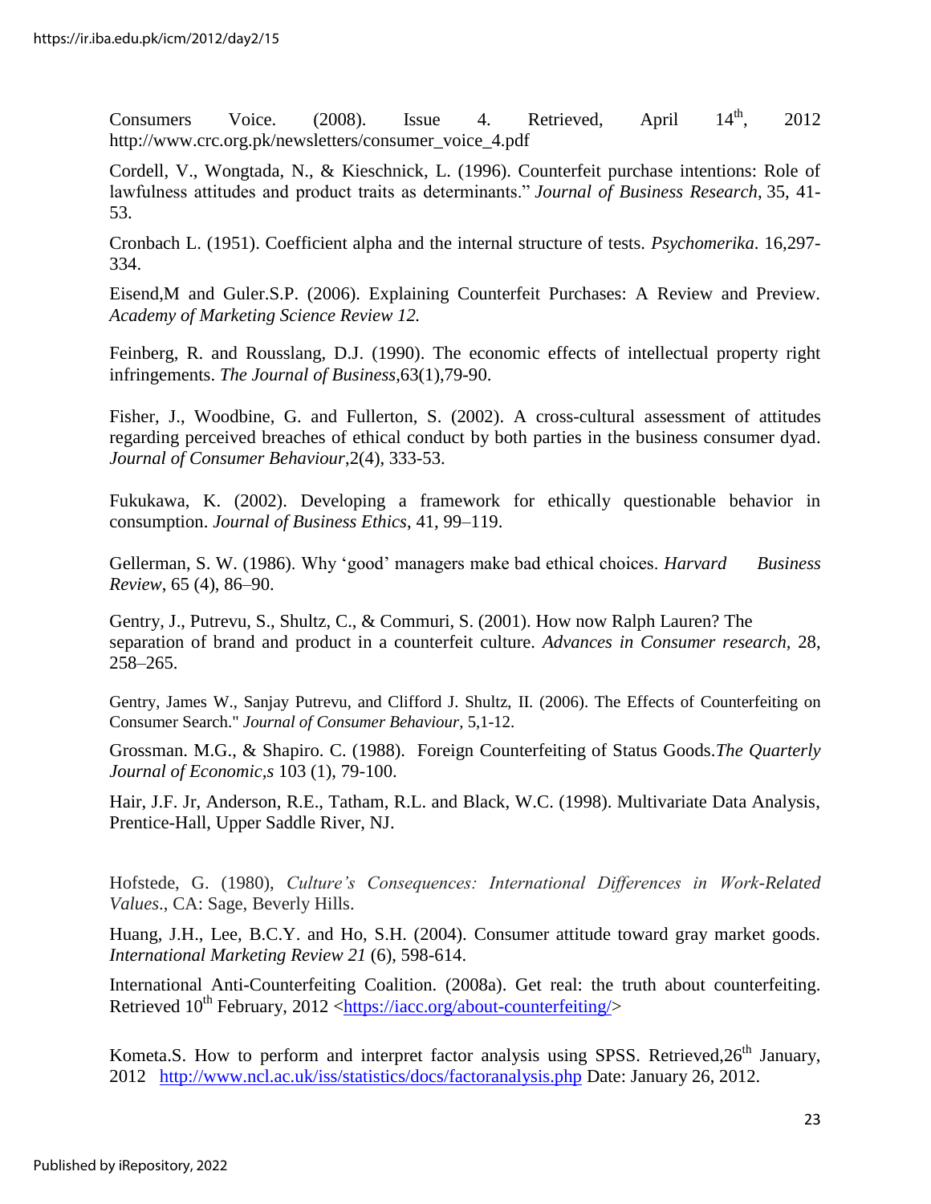Consumers Voice. (2008). Issue 4. Retrieved, April 14th, 2012 http://www.crc.org.pk/newsletters/consumer_voice_4.pdf

Cordell, V., Wongtada, N., & Kieschnick, L. (1996). Counterfeit purchase intentions: Role of lawfulness attitudes and product traits as determinants." *Journal of Business Research*, 35, 41-53.

Cronbach L. (1951). Coefficient alpha and the internal structure of tests. *Psychomerika*. 16,297-334.

Eisend,M and Guler.S.P. (2006). Explaining Counterfeit Purchases: A Review and Preview. *Academy of Marketing Science Review 12.*

Feinberg, R. and Rousslang, D.J. (1990). The economic effects of intellectual property right infringements. *The Journal of Business*,63(1),79-90.

Fisher, J., Woodbine, G. and Fullerton, S. (2002). A cross-cultural assessment of attitudes regarding perceived breaches of ethical conduct by both parties in the business consumer dyad. *Journal of Consumer Behaviour*,2(4), 333-53.

Fukukawa, K. (2002). Developing a framework for ethically questionable behavior in consumption. *Journal of Business Ethics*, 41, 99–119.

Gellerman, S. W. (1986). Why 'good' managers make bad ethical choices. *Harvard Business Review*, 65 (4), 86–90.

Gentry, J., Putrevu, S., Shultz, C., & Commuri, S. (2001). How now Ralph Lauren? The separation of brand and product in a counterfeit culture. *Advances in Consumer research,* 28, 258–265.

Gentry, James W., Sanjay Putrevu, and Clifford J. Shultz, II. (2006). The Effects of Counterfeiting on Consumer Search." *Journal of Consumer Behaviour,* 5,1-12.

Grossman. M.G., & Shapiro. C. (1988). Foreign Counterfeiting of Status Goods.*The Quarterly Journal of Economic,s* 103 (1), 79-100.

Hair, J.F. Jr, Anderson, R.E., Tatham, R.L. and Black, W.C. (1998). Multivariate Data Analysis, Prentice-Hall, Upper Saddle River, NJ.

Hofstede, G. (1980), *Culture's Consequences: International Differences in Work-Related Values*., CA: Sage, Beverly Hills.

Huang, J.H., Lee, B.C.Y. and Ho, S.H. (2004). Consumer attitude toward gray market goods. *International Marketing Review 21* (6), 598-614.

International Anti-Counterfeiting Coalition. (2008a). Get real: the truth about counterfeiting. Retrieved 10th February, 2012 <https://iacc.org/about-counterfeiting/>

Kometa.S. How to perform and interpret factor analysis using SPSS. Retrieved,26th January, 2012 http://www.ncl.ac.uk/iss/statistics/docs/factoranalysis.php Date: January 26, 2012.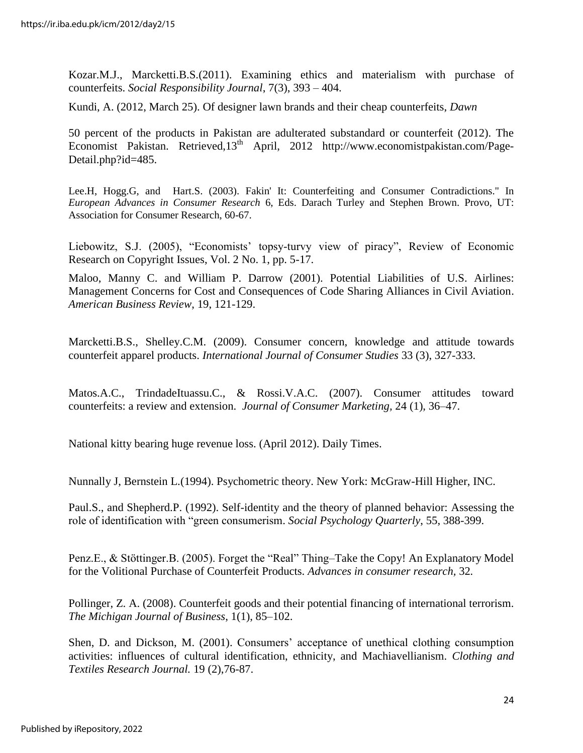Kozar.M.J., Marcketti.B.S.(2011). Examining ethics and materialism with purchase of counterfeits. *Social Responsibility Journal*, 7(3), 393 – 404.

Kundi, A. (2012, March 25). Of designer lawn brands and their cheap counterfeits, *Dawn*

50 percent of the products in Pakistan are adulterated substandard or counterfeit (2012). The Economist Pakistan. Retrieved,13th April, 2012 http://www.economistpakistan.com/Page-Detail.php?id=485.

Lee.H, Hogg.G, and Hart.S. (2003). Fakin' It: Counterfeiting and Consumer Contradictions." In *European Advances in Consumer Research* 6, Eds. Darach Turley and Stephen Brown. Provo, UT: Association for Consumer Research, 60-67.

Liebowitz, S.J. (2005), "Economists' topsy-turvy view of piracy", Review of Economic Research on Copyright Issues, Vol. 2 No. 1, pp. 5-17.

Maloo, Manny C. and William P. Darrow (2001). Potential Liabilities of U.S. Airlines: Management Concerns for Cost and Consequences of Code Sharing Alliances in Civil Aviation. *American Business Review*, 19, 121-129.

Marcketti.B.S., Shelley.C.M. (2009). Consumer concern, knowledge and attitude towards counterfeit apparel products. *International Journal of Consumer Studies* 33 (3), 327-333.

Matos.A.C., TrindadeItuassu.C., & Rossi.V.A.C. (2007). Consumer attitudes toward counterfeits: a review and extension. *Journal of Consumer Marketing*, 24 (1), 36–47.

National kitty bearing huge revenue loss. (April 2012). Daily Times.

Nunnally J, Bernstein L.(1994). Psychometric theory. New York: McGraw-Hill Higher, INC.

Paul.S., and Shepherd.P. (1992). Self-identity and the theory of planned behavior: Assessing the role of identification with "green consumerism. *Social Psychology Quarterly*, 55, 388-399.

Penz.E., & Stöttinger.B. (2005). Forget the "Real" Thing–Take the Copy! An Explanatory Model for the Volitional Purchase of Counterfeit Products. *Advances in consumer research,* 32.

Pollinger, Z. A. (2008). Counterfeit goods and their potential financing of international terrorism. *The Michigan Journal of Business*, 1(1), 85–102.

Shen, D. and Dickson, M. (2001). Consumers' acceptance of unethical clothing consumption activities: influences of cultural identification, ethnicity, and Machiavellianism. *Clothing and Textiles Research Journal.* 19 (2),76-87.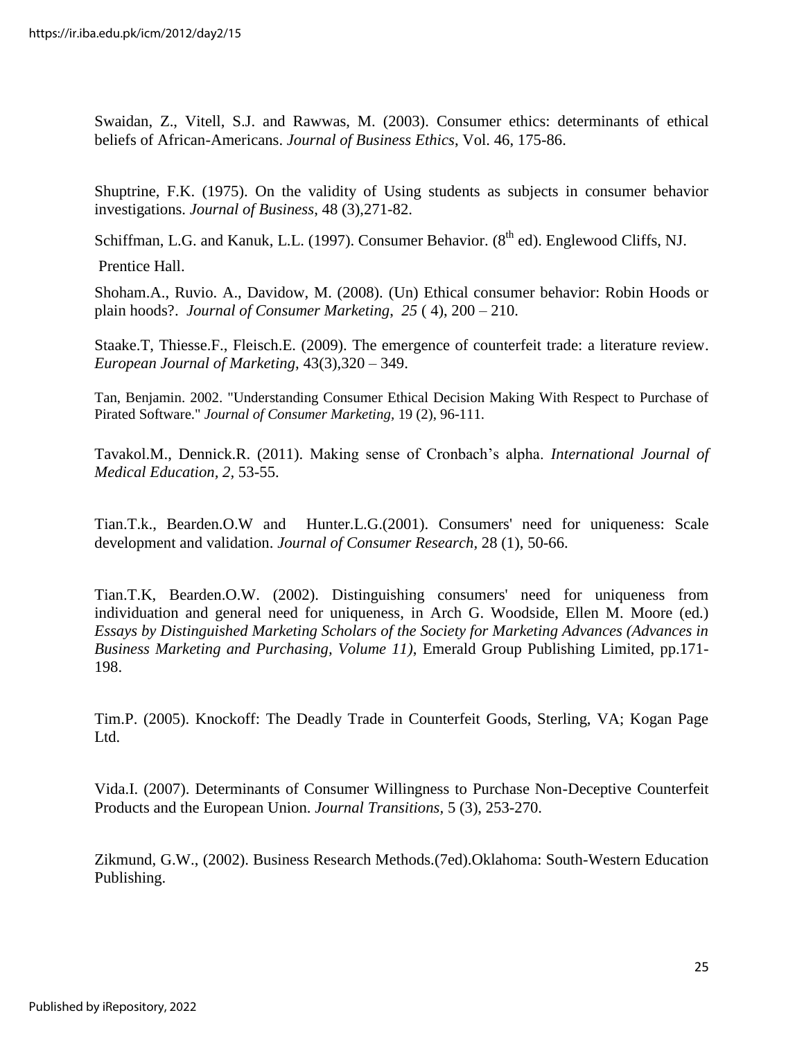Swaidan, Z., Vitell, S.J. and Rawwas, M. (2003). Consumer ethics: determinants of ethical beliefs of African-Americans. *Journal of Business Ethics*, Vol. 46, 175-86.

Shuptrine, F.K. (1975). On the validity of Using students as subjects in consumer behavior investigations. *Journal of Business*, 48 (3),271-82.

Schiffman, L.G. and Kanuk, L.L. (1997). Consumer Behavior. ($8^{th}$ ed). Englewood Cliffs, NJ.

Prentice Hall.

Shoham.A., Ruvio. A., Davidow, M. (2008). (Un) Ethical consumer behavior: Robin Hoods or plain hoods?. *Journal of Consumer Marketing*, *25* ( 4), 200 – 210.

Staake.T, Thiesse.F., Fleisch.E. (2009). The emergence of counterfeit trade: a literature review. *European Journal of Marketing*, 43(3),320 – 349.

Tan, Benjamin. 2002. "Understanding Consumer Ethical Decision Making With Respect to Purchase of Pirated Software." *Journal of Consumer Marketing,* 19 (2), 96-111.

Tavakol.M., Dennick.R. (2011). Making sense of Cronbach's alpha. *International Journal of Medical Education, 2,* 53-55.

Tian.T.k., Bearden.O.W and Hunter.L.G.(2001). Consumers' need for uniqueness: Scale development and validation. *Journal of Consumer Research,* 28 (1), 50-66.

Tian.T.K, Bearden.O.W. (2002). Distinguishing consumers' need for uniqueness from individuation and general need for uniqueness, in Arch G. Woodside, Ellen M. Moore (ed.) *Essays by Distinguished Marketing Scholars of the Society for Marketing Advances (Advances in Business Marketing and Purchasing, Volume 11)*, Emerald Group Publishing Limited, pp.171-198.

Tim.P. (2005). Knockoff: The Deadly Trade in Counterfeit Goods, Sterling, VA; Kogan Page Ltd.

Vida.I. (2007). Determinants of Consumer Willingness to Purchase Non-Deceptive Counterfeit Products and the European Union. *Journal Transitions,* 5 (3), 253-270.

Zikmund, G.W., (2002). Business Research Methods.(7ed).Oklahoma: South-Western Education Publishing.